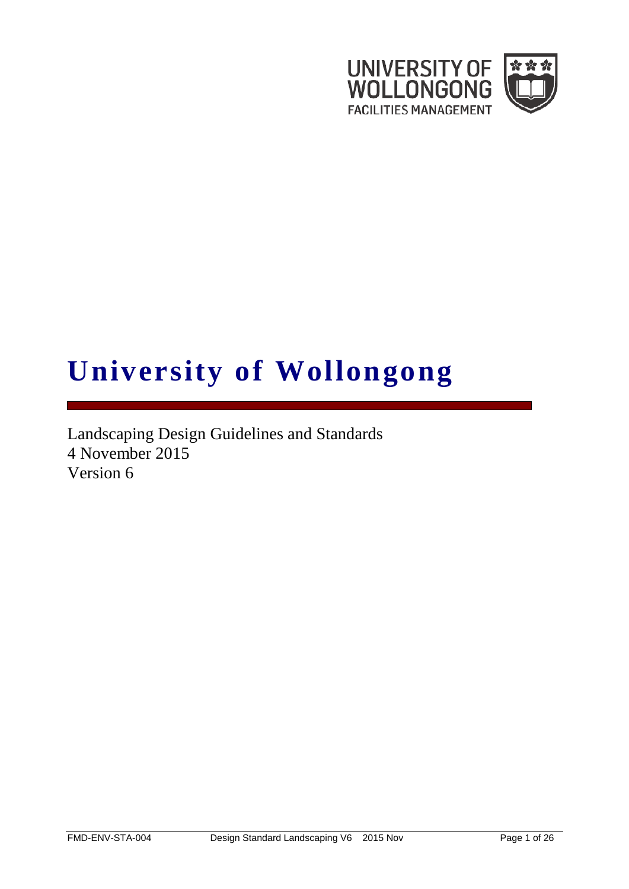UNIVERSITY OF WOLLONGONG
FACILITIES MANAGEMENT

# University of Wollongong

Landscaping Design Guidelines and Standards
4 November 2015
Version 6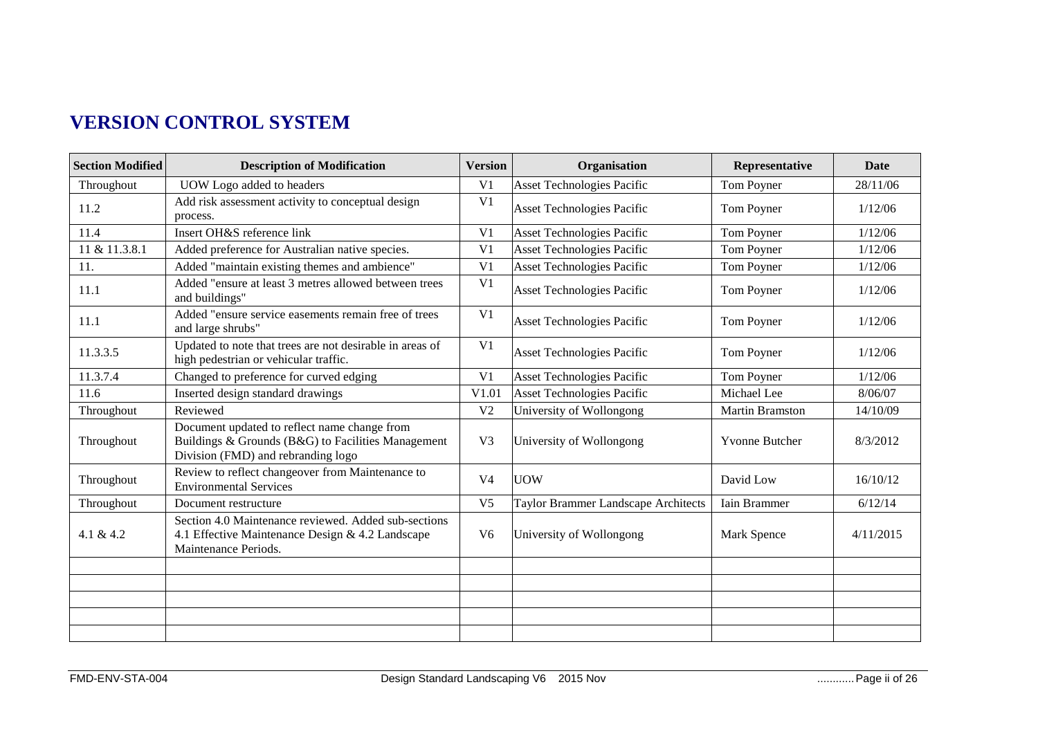# VERSION CONTROL SYSTEM

| Section Modified | Description of Modification | Version | Organisation | Representative | Date |
|---|---|---|---|---|---|
| Throughout | UOW Logo added to headers | V1 | Asset Technologies Pacific | Tom Poyner | 28/11/06 |
| 11.2 | Add risk assessment activity to conceptual design process. | V1 | Asset Technologies Pacific | Tom Poyner | 1/12/06 |
| 11.4 | Insert OH&S reference link | V1 | Asset Technologies Pacific | Tom Poyner | 1/12/06 |
| 11 & 11.3.8.1 | Added preference for Australian native species. | V1 | Asset Technologies Pacific | Tom Poyner | 1/12/06 |
| 11. | Added "maintain existing themes and ambience" | V1 | Asset Technologies Pacific | Tom Poyner | 1/12/06 |
| 11.1 | Added "ensure at least 3 metres allowed between trees and buildings" | V1 | Asset Technologies Pacific | Tom Poyner | 1/12/06 |
| 11.1 | Added "ensure service easements remain free of trees and large shrubs" | V1 | Asset Technologies Pacific | Tom Poyner | 1/12/06 |
| 11.3.3.5 | Updated to note that trees are not desirable in areas of high pedestrian or vehicular traffic. | V1 | Asset Technologies Pacific | Tom Poyner | 1/12/06 |
| 11.3.7.4 | Changed to preference for curved edging | V1 | Asset Technologies Pacific | Tom Poyner | 1/12/06 |
| 11.6 | Inserted design standard drawings | V1.01 | Asset Technologies Pacific | Michael Lee | 8/06/07 |
| Throughout | Reviewed | V2 | University of Wollongong | Martin Bramston | 14/10/09 |
| Throughout | Document updated to reflect name change from Buildings & Grounds (B&G) to Facilities Management Division (FMD) and rebranding logo | V3 | University of Wollongong | Yvonne Butcher | 8/3/2012 |
| Throughout | Review to reflect changeover from Maintenance to Environmental Services | V4 | UOW | David Low | 16/10/12 |
| Throughout | Document restructure | V5 | Taylor Brammer Landscape Architects | Iain Brammer | 6/12/14 |
| 4.1 & 4.2 | Section 4.0 Maintenance reviewed. Added sub-sections 4.1 Effective Maintenance Design & 4.2 Landscape Maintenance Periods. | V6 | University of Wollongong | Mark Spence | 4/11/2015 |
| | | | | | |
| | | | | | |
| | | | | | |
| | | | | | |
| | | | | | |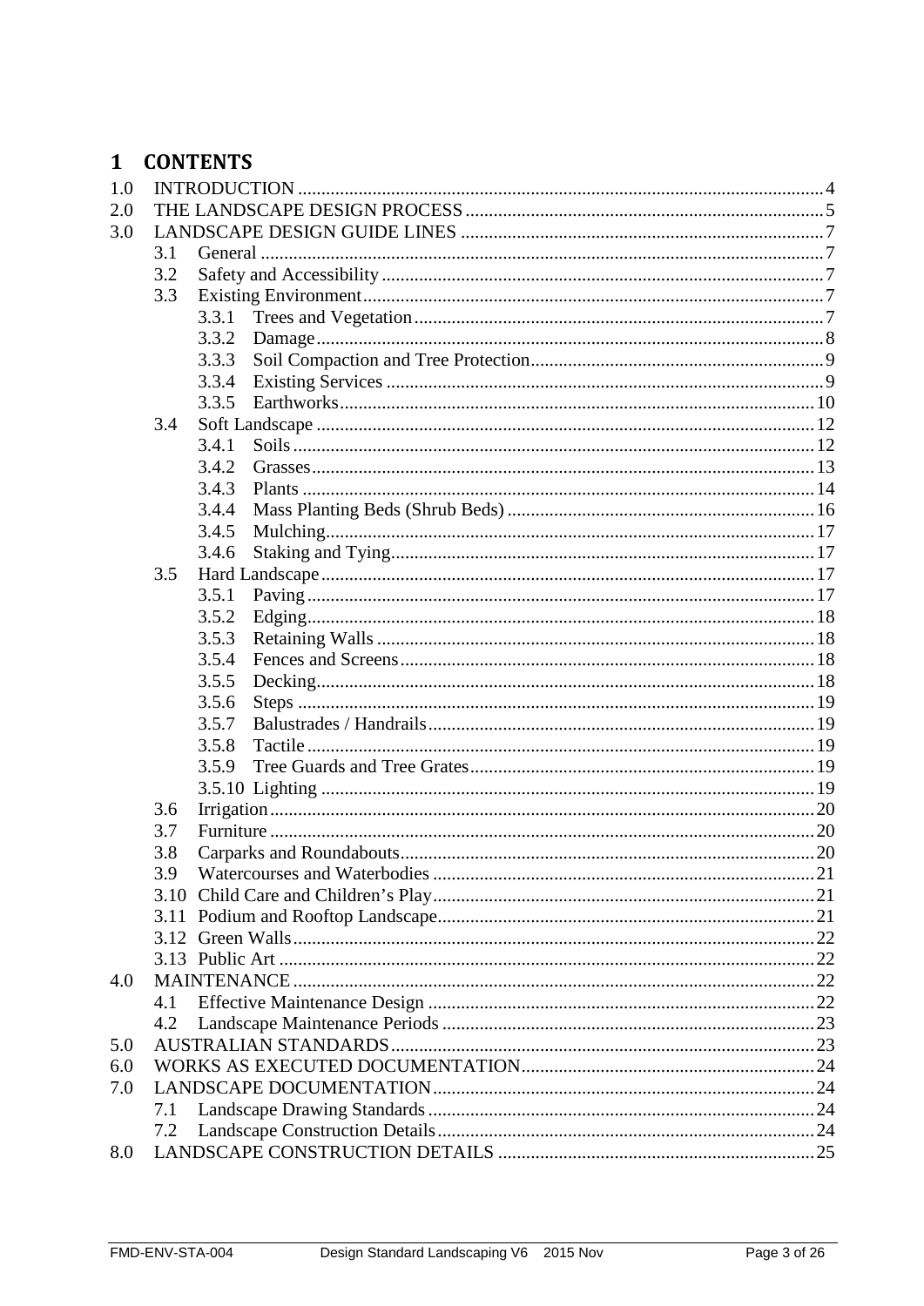# 1 CONTENTS

1.0 INTRODUCTION ........................................................................................................ 4
2.0 THE LANDSCAPE DESIGN PROCESS ........................................................................ 5
3.0 LANDSCAPE DESIGN GUIDE LINES ......................................................................... 7
- 3.1 General ................................................................................................................ 7
- 3.2 Safety and Accessibility ........................................................................................ 7
- 3.3 Existing Environment ............................................................................................ 7
  - 3.3.1 Trees and Vegetation ....................................................................................... 7
  - 3.3.2 Damage ........................................................................................................... 8
  - 3.3.3 Soil Compaction and Tree Protection ............................................................... 9
  - 3.3.4 Existing Services ............................................................................................. 9
  - 3.3.5 Earthworks ..................................................................................................... 10
- 3.4 Soft Landscape ..................................................................................................... 12
  - 3.4.1 Soils ................................................................................................................ 12
  - 3.4.2 Grasses ............................................................................................................ 13
  - 3.4.3 Plants .............................................................................................................. 14
  - 3.4.4 Mass Planting Beds (Shrub Beds) .................................................................... 16
  - 3.4.5 Mulching ......................................................................................................... 17
  - 3.4.6 Staking and Tying ............................................................................................ 17
- 3.5 Hard Landscape .................................................................................................... 17
  - 3.5.1 Paving ............................................................................................................. 17
  - 3.5.2 Edging ............................................................................................................. 18
  - 3.5.3 Retaining Walls ............................................................................................... 18
  - 3.5.4 Fences and Screens .......................................................................................... 18
  - 3.5.5 Decking ........................................................................................................... 18
  - 3.5.6 Steps ............................................................................................................... 19
  - 3.5.7 Balustrades / Handrails .................................................................................... 19
  - 3.5.8 Tactile ............................................................................................................. 19
  - 3.5.9 Tree Guards and Tree Grates ............................................................................ 19
  - 3.5.10 Lighting ......................................................................................................... 19
- 3.6 Irrigation ............................................................................................................... 20
- 3.7 Furniture ............................................................................................................... 20
- 3.8 Carparks and Roundabouts .................................................................................... 20
- 3.9 Watercourses and Waterbodies .............................................................................. 21
- 3.10 Child Care and Children's Play ............................................................................ 21
- 3.11 Podium and Rooftop Landscape ........................................................................... 21
- 3.12 Green Walls ........................................................................................................ 22
- 3.13 Public Art ............................................................................................................ 22

4.0 MAINTENANCE ............................................................................................................ 22
- 4.1 Effective Maintenance Design ................................................................................ 22
- 4.2 Landscape Maintenance Periods ............................................................................. 23

5.0 AUSTRALIAN STANDARDS ......................................................................................... 23
6.0 WORKS AS EXECUTED DOCUMENTATION ................................................................ 24
7.0 LANDSCAPE DOCUMENTATION .................................................................................. 24
- 7.1 Landscape Drawing Standards ................................................................................ 24
- 7.2 Landscape Construction Details ............................................................................. 24

8.0 LANDSCAPE CONSTRUCTION DETAILS ..................................................................... 25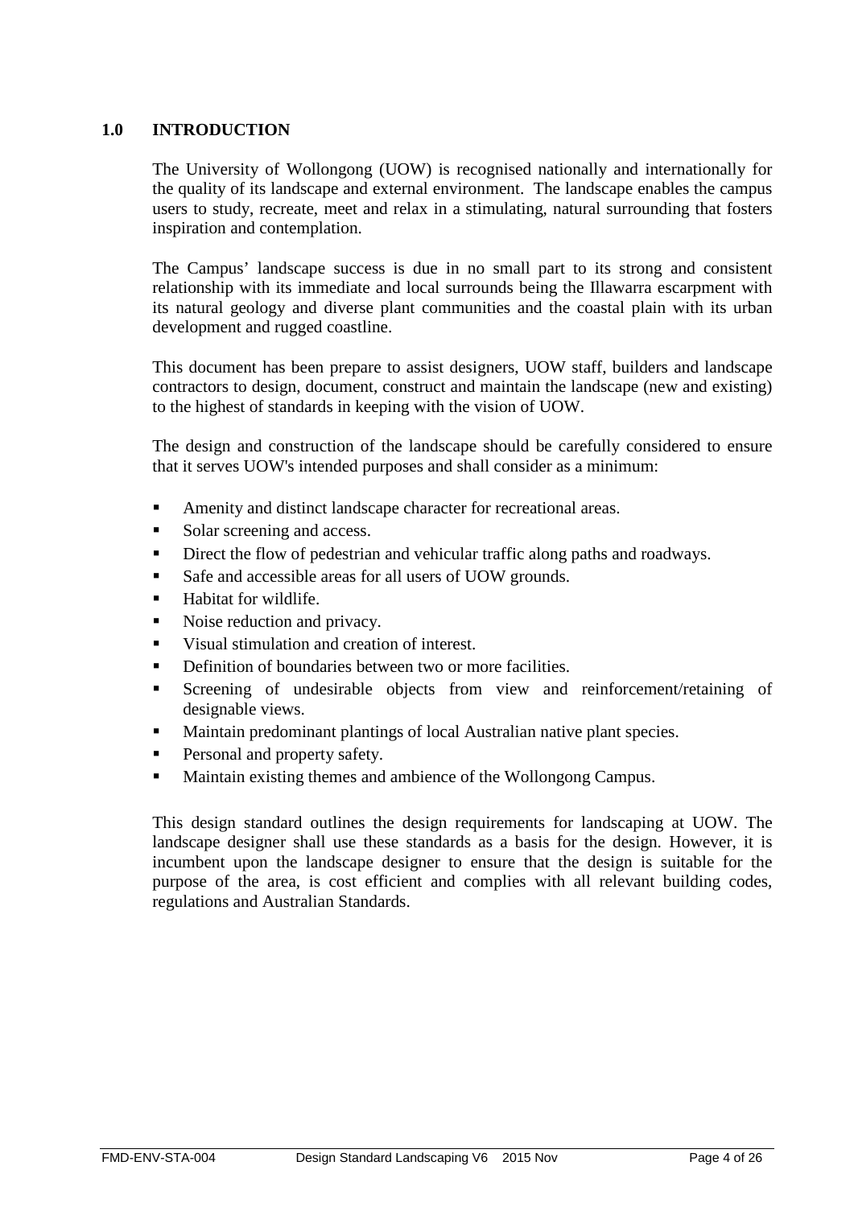# 1.0 INTRODUCTION

The University of Wollongong (UOW) is recognised nationally and internationally for the quality of its landscape and external environment. The landscape enables the campus users to study, recreate, meet and relax in a stimulating, natural surrounding that fosters inspiration and contemplation.

The Campus' landscape success is due in no small part to its strong and consistent relationship with its immediate and local surrounds being the Illawarra escarpment with its natural geology and diverse plant communities and the coastal plain with its urban development and rugged coastline.

This document has been prepare to assist designers, UOW staff, builders and landscape contractors to design, document, construct and maintain the landscape (new and existing) to the highest of standards in keeping with the vision of UOW.

The design and construction of the landscape should be carefully considered to ensure that it serves UOW's intended purposes and shall consider as a minimum:

- Amenity and distinct landscape character for recreational areas.
- Solar screening and access.
- Direct the flow of pedestrian and vehicular traffic along paths and roadways.
- Safe and accessible areas for all users of UOW grounds.
- Habitat for wildlife.
- Noise reduction and privacy.
- Visual stimulation and creation of interest.
- Definition of boundaries between two or more facilities.
- Screening of undesirable objects from view and reinforcement/retaining of designable views.
- Maintain predominant plantings of local Australian native plant species.
- Personal and property safety.
- Maintain existing themes and ambience of the Wollongong Campus.

This design standard outlines the design requirements for landscaping at UOW. The landscape designer shall use these standards as a basis for the design. However, it is incumbent upon the landscape designer to ensure that the design is suitable for the purpose of the area, is cost efficient and complies with all relevant building codes, regulations and Australian Standards.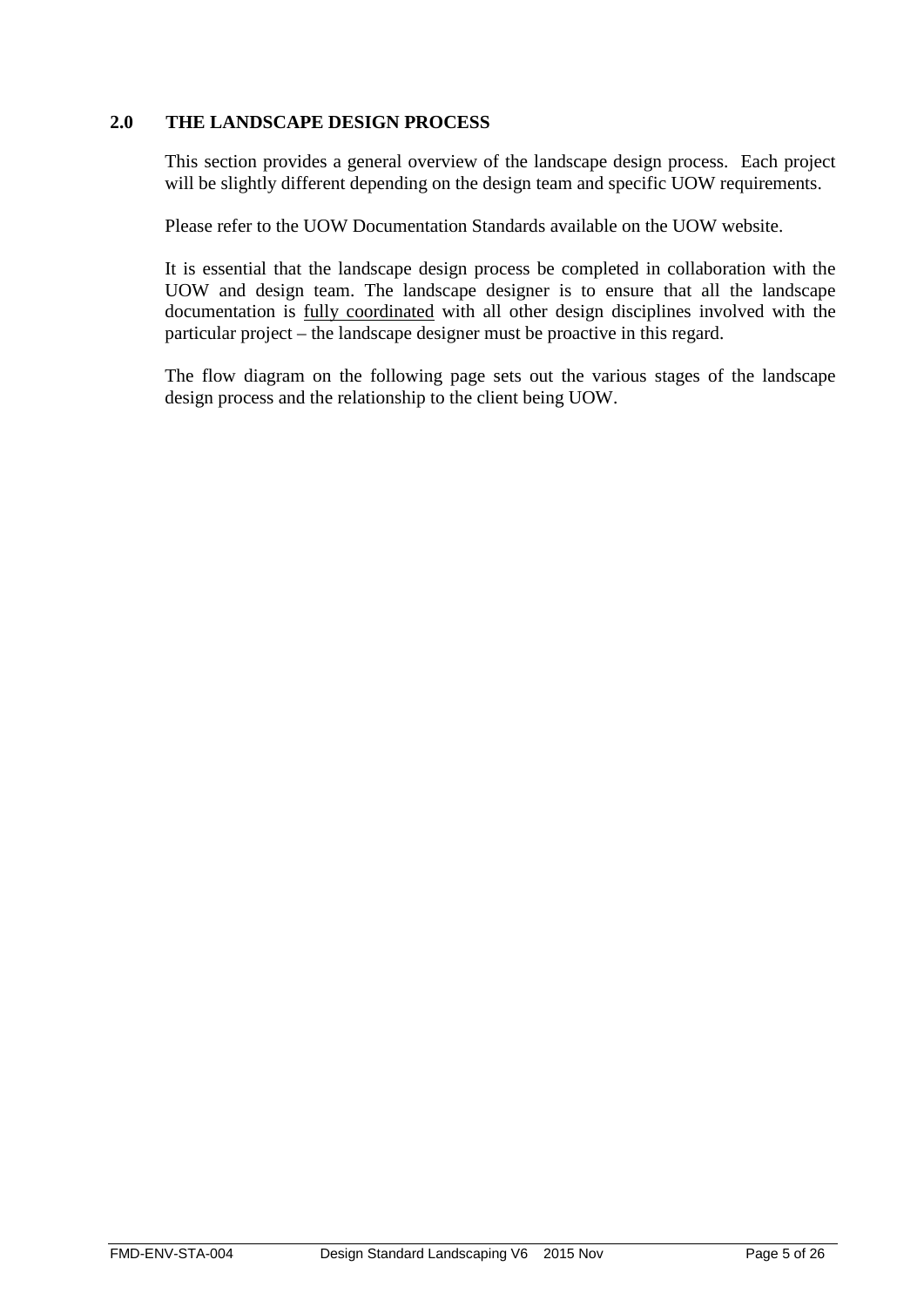## 2.0 THE LANDSCAPE DESIGN PROCESS

This section provides a general overview of the landscape design process. Each project will be slightly different depending on the design team and specific UOW requirements.

Please refer to the UOW Documentation Standards available on the UOW website.

It is essential that the landscape design process be completed in collaboration with the UOW and design team. The landscape designer is to ensure that all the landscape documentation is fully coordinated with all other design disciplines involved with the particular project – the landscape designer must be proactive in this regard.

The flow diagram on the following page sets out the various stages of the landscape design process and the relationship to the client being UOW.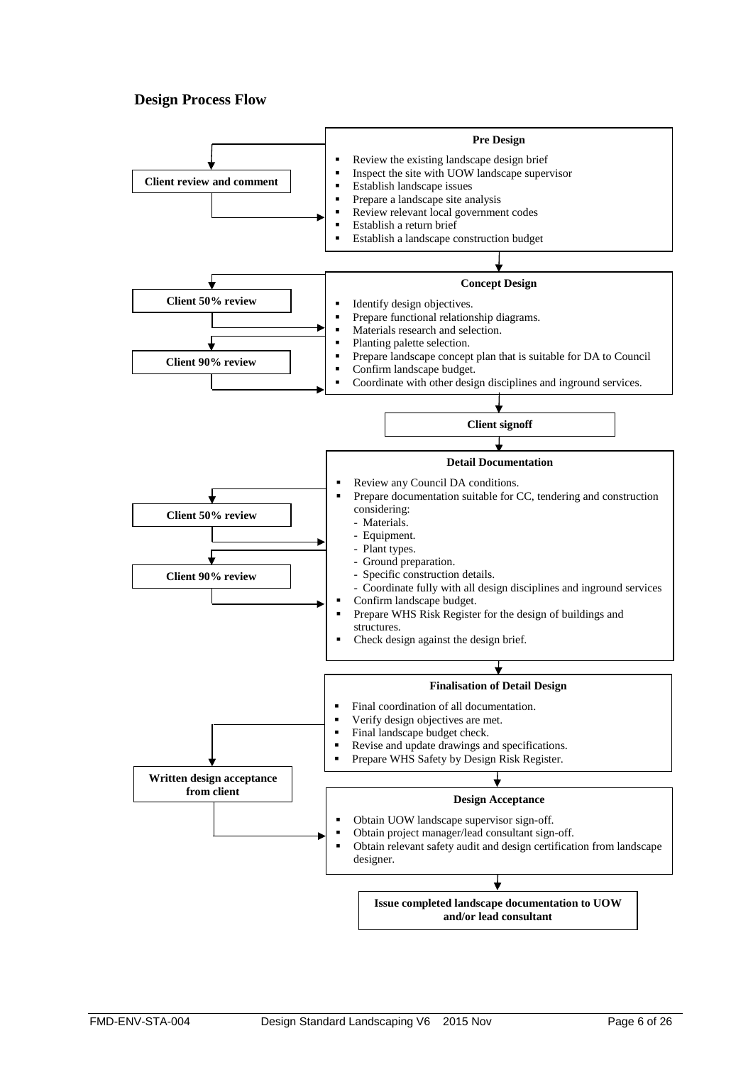## Design Process Flow

**Pre Design**

- Review the existing landscape design brief
- Inspect the site with UOW landscape supervisor
- Establish landscape issues
- Prepare a landscape site analysis
- Review relevant local government codes
- Establish a return brief
- Establish a landscape construction budget

**Client review and comment**

**Concept Design**

- Identify design objectives.
- Prepare functional relationship diagrams.
- Materials research and selection.
- Planting palette selection.
- Prepare landscape concept plan that is suitable for DA to Council
- Confirm landscape budget.
- Coordinate with other design disciplines and inground services.

**Client 50% review**

**Client 90% review**

**Client signoff**

**Detail Documentation**

- Review any Council DA conditions.
- Prepare documentation suitable for CC, tendering and construction considering:
  - Materials.
  - Equipment.
  - Plant types.
  - Ground preparation.
  - Specific construction details.
  - Coordinate fully with all design disciplines and inground services
- Confirm landscape budget.
- Prepare WHS Risk Register for the design of buildings and structures.
- Check design against the design brief.

**Client 50% review**

**Client 90% review**

**Finalisation of Detail Design**

- Final coordination of all documentation.
- Verify design objectives are met.
- Final landscape budget check.
- Revise and update drawings and specifications.
- Prepare WHS Safety by Design Risk Register.

**Written design acceptance from client**

**Design Acceptance**

- Obtain UOW landscape supervisor sign-off.
- Obtain project manager/lead consultant sign-off.
- Obtain relevant safety audit and design certification from landscape designer.

**Issue completed landscape documentation to UOW and/or lead consultant**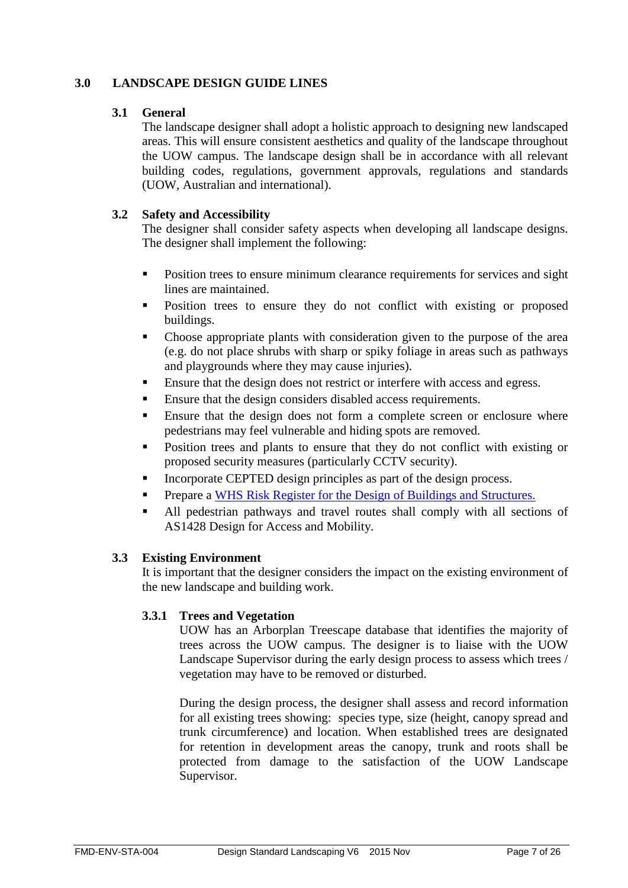# 3.0 LANDSCAPE DESIGN GUIDE LINES

## 3.1 General

The landscape designer shall adopt a holistic approach to designing new landscaped areas. This will ensure consistent aesthetics and quality of the landscape throughout the UOW campus. The landscape design shall be in accordance with all relevant building codes, regulations, government approvals, regulations and standards (UOW, Australian and international).

## 3.2 Safety and Accessibility

The designer shall consider safety aspects when developing all landscape designs. The designer shall implement the following:

- Position trees to ensure minimum clearance requirements for services and sight lines are maintained.
- Position trees to ensure they do not conflict with existing or proposed buildings.
- Choose appropriate plants with consideration given to the purpose of the area (e.g. do not place shrubs with sharp or spiky foliage in areas such as pathways and playgrounds where they may cause injuries).
- Ensure that the design does not restrict or interfere with access and egress.
- Ensure that the design considers disabled access requirements.
- Ensure that the design does not form a complete screen or enclosure where pedestrians may feel vulnerable and hiding spots are removed.
- Position trees and plants to ensure that they do not conflict with existing or proposed security measures (particularly CCTV security).
- Incorporate CEPTED design principles as part of the design process.
- Prepare a WHS Risk Register for the Design of Buildings and Structures.
- All pedestrian pathways and travel routes shall comply with all sections of AS1428 Design for Access and Mobility.

## 3.3 Existing Environment

It is important that the designer considers the impact on the existing environment of the new landscape and building work.

### 3.3.1 Trees and Vegetation

UOW has an Arborplan Treescape database that identifies the majority of trees across the UOW campus. The designer is to liaise with the UOW Landscape Supervisor during the early design process to assess which trees / vegetation may have to be removed or disturbed.

During the design process, the designer shall assess and record information for all existing trees showing: species type, size (height, canopy spread and trunk circumference) and location. When established trees are designated for retention in development areas the canopy, trunk and roots shall be protected from damage to the satisfaction of the UOW Landscape Supervisor.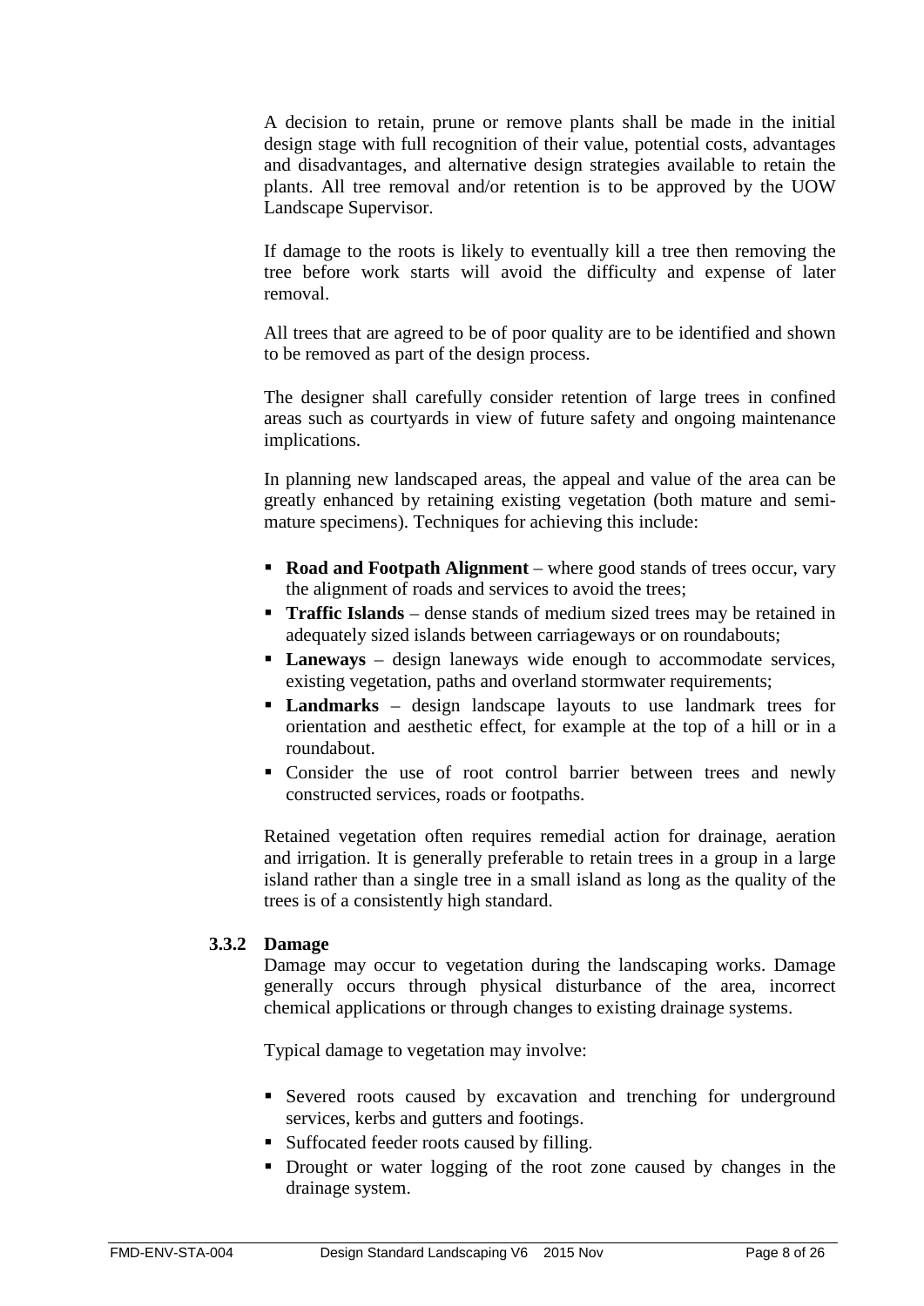A decision to retain, prune or remove plants shall be made in the initial design stage with full recognition of their value, potential costs, advantages and disadvantages, and alternative design strategies available to retain the plants. All tree removal and/or retention is to be approved by the UOW Landscape Supervisor.

If damage to the roots is likely to eventually kill a tree then removing the tree before work starts will avoid the difficulty and expense of later removal.

All trees that are agreed to be of poor quality are to be identified and shown to be removed as part of the design process.

The designer shall carefully consider retention of large trees in confined areas such as courtyards in view of future safety and ongoing maintenance implications.

In planning new landscaped areas, the appeal and value of the area can be greatly enhanced by retaining existing vegetation (both mature and semi-mature specimens). Techniques for achieving this include:

- **Road and Footpath Alignment** – where good stands of trees occur, vary the alignment of roads and services to avoid the trees;
- **Traffic Islands** – dense stands of medium sized trees may be retained in adequately sized islands between carriageways or on roundabouts;
- **Laneways** – design laneways wide enough to accommodate services, existing vegetation, paths and overland stormwater requirements;
- **Landmarks** – design landscape layouts to use landmark trees for orientation and aesthetic effect, for example at the top of a hill or in a roundabout.
- Consider the use of root control barrier between trees and newly constructed services, roads or footpaths.

Retained vegetation often requires remedial action for drainage, aeration and irrigation. It is generally preferable to retain trees in a group in a large island rather than a single tree in a small island as long as the quality of the trees is of a consistently high standard.

### 3.3.2 Damage

Damage may occur to vegetation during the landscaping works. Damage generally occurs through physical disturbance of the area, incorrect chemical applications or through changes to existing drainage systems.

Typical damage to vegetation may involve:

- Severed roots caused by excavation and trenching for underground services, kerbs and gutters and footings.
- Suffocated feeder roots caused by filling.
- Drought or water logging of the root zone caused by changes in the drainage system.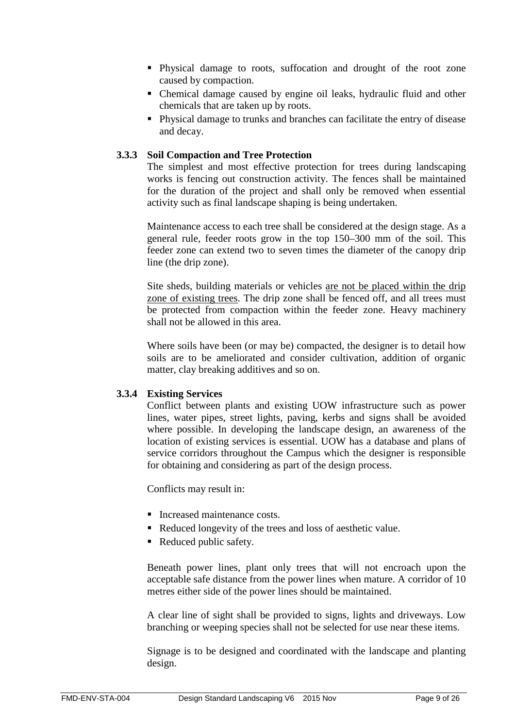- Physical damage to roots, suffocation and drought of the root zone caused by compaction.
- Chemical damage caused by engine oil leaks, hydraulic fluid and other chemicals that are taken up by roots.
- Physical damage to trunks and branches can facilitate the entry of disease and decay.

### 3.3.3 Soil Compaction and Tree Protection

The simplest and most effective protection for trees during landscaping works is fencing out construction activity. The fences shall be maintained for the duration of the project and shall only be removed when essential activity such as final landscape shaping is being undertaken.

Maintenance access to each tree shall be considered at the design stage. As a general rule, feeder roots grow in the top 150–300 mm of the soil. This feeder zone can extend two to seven times the diameter of the canopy drip line (the drip zone).

Site sheds, building materials or vehicles <u>are not be placed within the drip zone of existing trees</u>. The drip zone shall be fenced off, and all trees must be protected from compaction within the feeder zone. Heavy machinery shall not be allowed in this area.

Where soils have been (or may be) compacted, the designer is to detail how soils are to be ameliorated and consider cultivation, addition of organic matter, clay breaking additives and so on.

### 3.3.4 Existing Services

Conflict between plants and existing UOW infrastructure such as power lines, water pipes, street lights, paving, kerbs and signs shall be avoided where possible. In developing the landscape design, an awareness of the location of existing services is essential. UOW has a database and plans of service corridors throughout the Campus which the designer is responsible for obtaining and considering as part of the design process.

Conflicts may result in:

- Increased maintenance costs.
- Reduced longevity of the trees and loss of aesthetic value.
- Reduced public safety.

Beneath power lines, plant only trees that will not encroach upon the acceptable safe distance from the power lines when mature. A corridor of 10 metres either side of the power lines should be maintained.

A clear line of sight shall be provided to signs, lights and driveways. Low branching or weeping species shall not be selected for use near these items.

Signage is to be designed and coordinated with the landscape and planting design.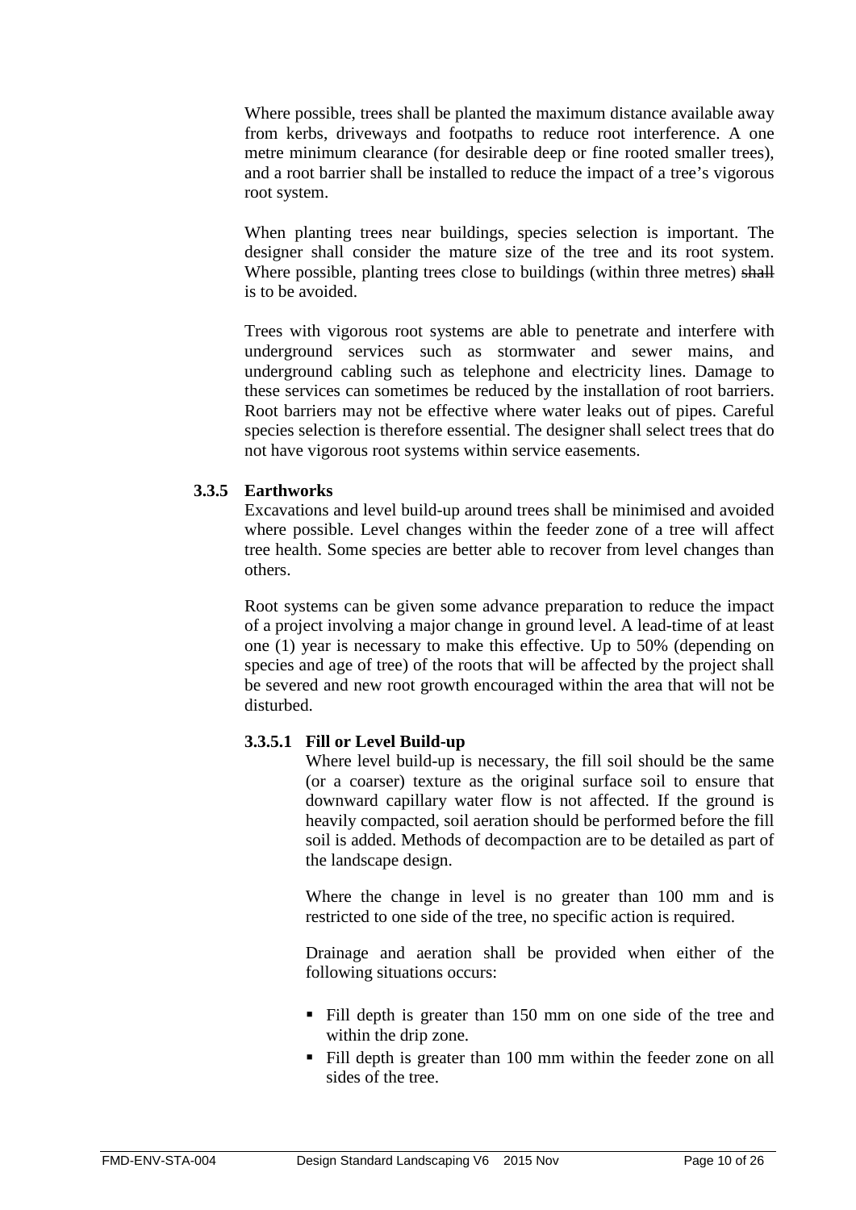Where possible, trees shall be planted the maximum distance available away from kerbs, driveways and footpaths to reduce root interference. A one metre minimum clearance (for desirable deep or fine rooted smaller trees), and a root barrier shall be installed to reduce the impact of a tree's vigorous root system.

When planting trees near buildings, species selection is important. The designer shall consider the mature size of the tree and its root system. Where possible, planting trees close to buildings (within three metres) ~~shall~~ is to be avoided.

Trees with vigorous root systems are able to penetrate and interfere with underground services such as stormwater and sewer mains, and underground cabling such as telephone and electricity lines. Damage to these services can sometimes be reduced by the installation of root barriers. Root barriers may not be effective where water leaks out of pipes. Careful species selection is therefore essential. The designer shall select trees that do not have vigorous root systems within service easements.

### 3.3.5 Earthworks

Excavations and level build-up around trees shall be minimised and avoided where possible. Level changes within the feeder zone of a tree will affect tree health. Some species are better able to recover from level changes than others.

Root systems can be given some advance preparation to reduce the impact of a project involving a major change in ground level. A lead-time of at least one (1) year is necessary to make this effective. Up to 50% (depending on species and age of tree) of the roots that will be affected by the project shall be severed and new root growth encouraged within the area that will not be disturbed.

#### 3.3.5.1 Fill or Level Build-up

Where level build-up is necessary, the fill soil should be the same (or a coarser) texture as the original surface soil to ensure that downward capillary water flow is not affected. If the ground is heavily compacted, soil aeration should be performed before the fill soil is added. Methods of decompaction are to be detailed as part of the landscape design.

Where the change in level is no greater than 100 mm and is restricted to one side of the tree, no specific action is required.

Drainage and aeration shall be provided when either of the following situations occurs:

- Fill depth is greater than 150 mm on one side of the tree and within the drip zone.
- Fill depth is greater than 100 mm within the feeder zone on all sides of the tree.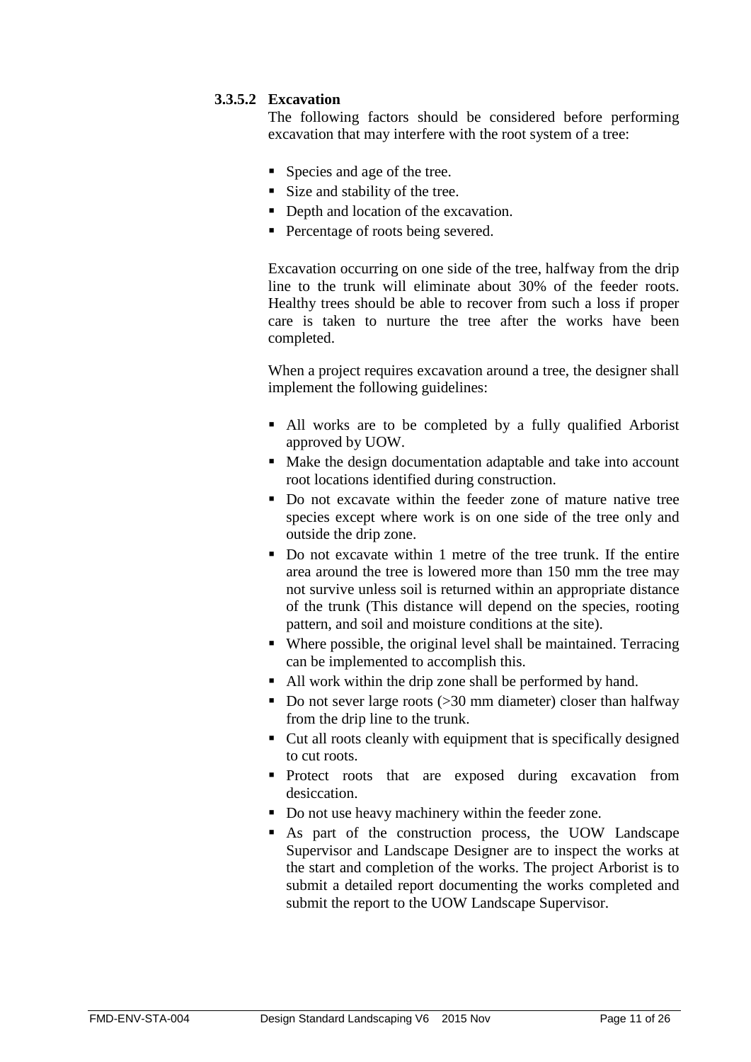#### 3.3.5.2 Excavation

The following factors should be considered before performing excavation that may interfere with the root system of a tree:

- Species and age of the tree.
- Size and stability of the tree.
- Depth and location of the excavation.
- Percentage of roots being severed.

Excavation occurring on one side of the tree, halfway from the drip line to the trunk will eliminate about 30% of the feeder roots. Healthy trees should be able to recover from such a loss if proper care is taken to nurture the tree after the works have been completed.

When a project requires excavation around a tree, the designer shall implement the following guidelines:

- All works are to be completed by a fully qualified Arborist approved by UOW.
- Make the design documentation adaptable and take into account root locations identified during construction.
- Do not excavate within the feeder zone of mature native tree species except where work is on one side of the tree only and outside the drip zone.
- Do not excavate within 1 metre of the tree trunk. If the entire area around the tree is lowered more than 150 mm the tree may not survive unless soil is returned within an appropriate distance of the trunk (This distance will depend on the species, rooting pattern, and soil and moisture conditions at the site).
- Where possible, the original level shall be maintained. Terracing can be implemented to accomplish this.
- All work within the drip zone shall be performed by hand.
- Do not sever large roots (>30 mm diameter) closer than halfway from the drip line to the trunk.
- Cut all roots cleanly with equipment that is specifically designed to cut roots.
- Protect roots that are exposed during excavation from desiccation.
- Do not use heavy machinery within the feeder zone.
- As part of the construction process, the UOW Landscape Supervisor and Landscape Designer are to inspect the works at the start and completion of the works. The project Arborist is to submit a detailed report documenting the works completed and submit the report to the UOW Landscape Supervisor.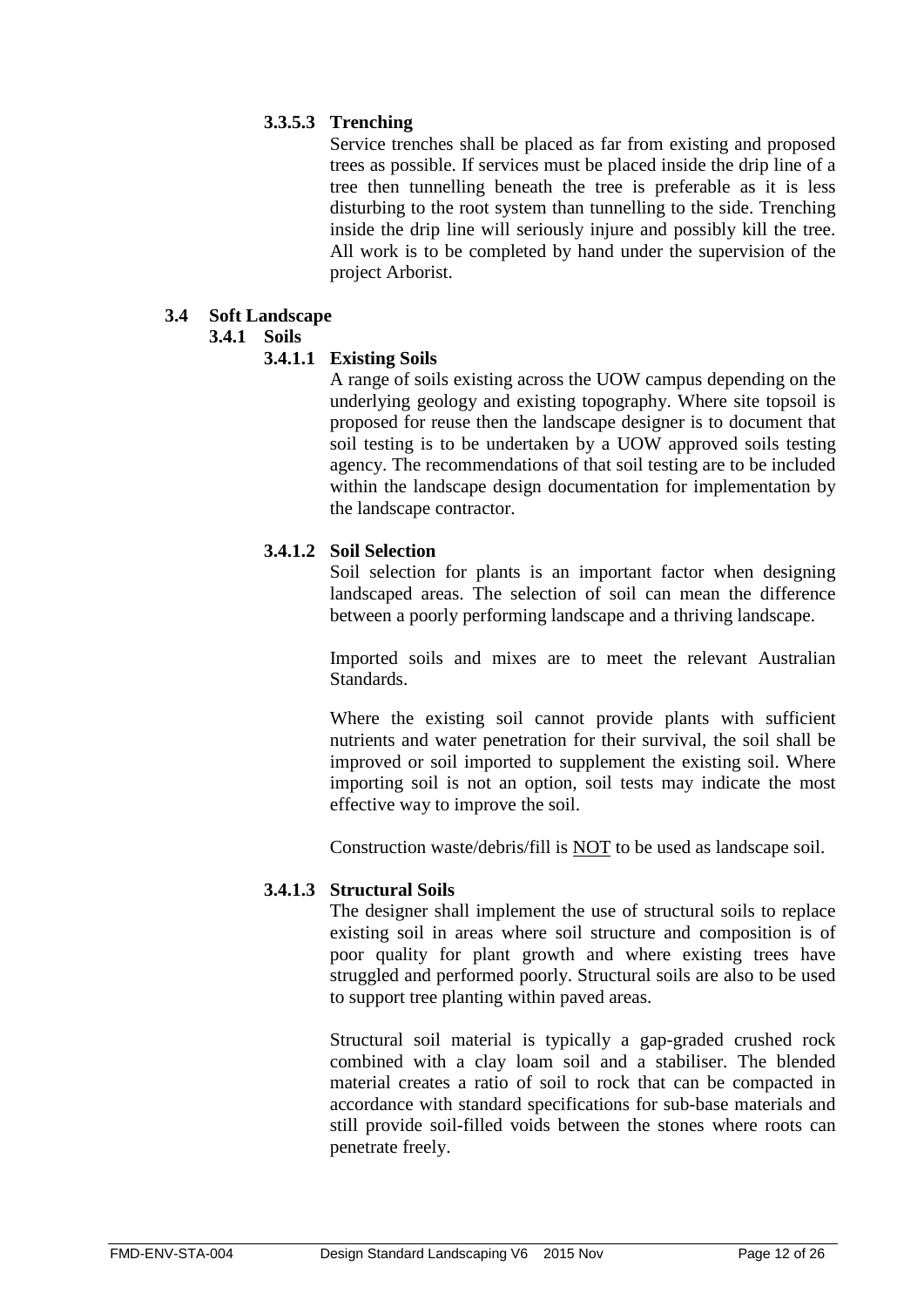#### 3.3.5.3 Trenching

Service trenches shall be placed as far from existing and proposed trees as possible. If services must be placed inside the drip line of a tree then tunnelling beneath the tree is preferable as it is less disturbing to the root system than tunnelling to the side. Trenching inside the drip line will seriously injure and possibly kill the tree. All work is to be completed by hand under the supervision of the project Arborist.

## 3.4 Soft Landscape

### 3.4.1 Soils

#### 3.4.1.1 Existing Soils

A range of soils existing across the UOW campus depending on the underlying geology and existing topography. Where site topsoil is proposed for reuse then the landscape designer is to document that soil testing is to be undertaken by a UOW approved soils testing agency. The recommendations of that soil testing are to be included within the landscape design documentation for implementation by the landscape contractor.

#### 3.4.1.2 Soil Selection

Soil selection for plants is an important factor when designing landscaped areas. The selection of soil can mean the difference between a poorly performing landscape and a thriving landscape.

Imported soils and mixes are to meet the relevant Australian Standards.

Where the existing soil cannot provide plants with sufficient nutrients and water penetration for their survival, the soil shall be improved or soil imported to supplement the existing soil. Where importing soil is not an option, soil tests may indicate the most effective way to improve the soil.

Construction waste/debris/fill is <u>NOT</u> to be used as landscape soil.

#### 3.4.1.3 Structural Soils

The designer shall implement the use of structural soils to replace existing soil in areas where soil structure and composition is of poor quality for plant growth and where existing trees have struggled and performed poorly. Structural soils are also to be used to support tree planting within paved areas.

Structural soil material is typically a gap-graded crushed rock combined with a clay loam soil and a stabiliser. The blended material creates a ratio of soil to rock that can be compacted in accordance with standard specifications for sub-base materials and still provide soil-filled voids between the stones where roots can penetrate freely.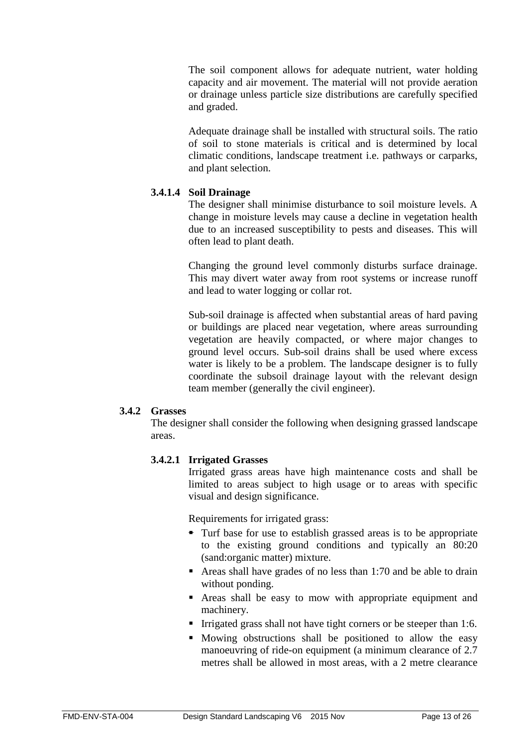The soil component allows for adequate nutrient, water holding capacity and air movement. The material will not provide aeration or drainage unless particle size distributions are carefully specified and graded.

Adequate drainage shall be installed with structural soils. The ratio of soil to stone materials is critical and is determined by local climatic conditions, landscape treatment i.e. pathways or carparks, and plant selection.

#### 3.4.1.4 Soil Drainage

The designer shall minimise disturbance to soil moisture levels. A change in moisture levels may cause a decline in vegetation health due to an increased susceptibility to pests and diseases. This will often lead to plant death.

Changing the ground level commonly disturbs surface drainage. This may divert water away from root systems or increase runoff and lead to water logging or collar rot.

Sub-soil drainage is affected when substantial areas of hard paving or buildings are placed near vegetation, where areas surrounding vegetation are heavily compacted, or where major changes to ground level occurs. Sub-soil drains shall be used where excess water is likely to be a problem. The landscape designer is to fully coordinate the subsoil drainage layout with the relevant design team member (generally the civil engineer).

### 3.4.2 Grasses

The designer shall consider the following when designing grassed landscape areas.

#### 3.4.2.1 Irrigated Grasses

Irrigated grass areas have high maintenance costs and shall be limited to areas subject to high usage or to areas with specific visual and design significance.

Requirements for irrigated grass:

- Turf base for use to establish grassed areas is to be appropriate to the existing ground conditions and typically an 80:20 (sand:organic matter) mixture.
- Areas shall have grades of no less than 1:70 and be able to drain without ponding.
- Areas shall be easy to mow with appropriate equipment and machinery.
- Irrigated grass shall not have tight corners or be steeper than 1:6.
- Mowing obstructions shall be positioned to allow the easy manoeuvring of ride-on equipment (a minimum clearance of 2.7 metres shall be allowed in most areas, with a 2 metre clearance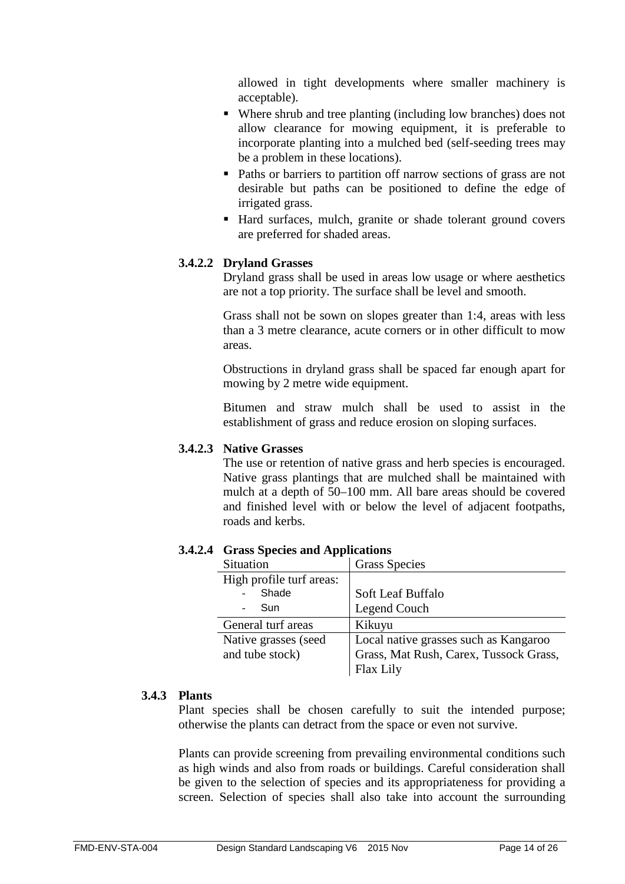allowed in tight developments where smaller machinery is acceptable).

- Where shrub and tree planting (including low branches) does not allow clearance for mowing equipment, it is preferable to incorporate planting into a mulched bed (self-seeding trees may be a problem in these locations).
- Paths or barriers to partition off narrow sections of grass are not desirable but paths can be positioned to define the edge of irrigated grass.
- Hard surfaces, mulch, granite or shade tolerant ground covers are preferred for shaded areas.

#### 3.4.2.2 Dryland Grasses

Dryland grass shall be used in areas low usage or where aesthetics are not a top priority. The surface shall be level and smooth.

Grass shall not be sown on slopes greater than 1:4, areas with less than a 3 metre clearance, acute corners or in other difficult to mow areas.

Obstructions in dryland grass shall be spaced far enough apart for mowing by 2 metre wide equipment.

Bitumen and straw mulch shall be used to assist in the establishment of grass and reduce erosion on sloping surfaces.

#### 3.4.2.3 Native Grasses

The use or retention of native grass and herb species is encouraged. Native grass plantings that are mulched shall be maintained with mulch at a depth of 50–100 mm. All bare areas should be covered and finished level with or below the level of adjacent footpaths, roads and kerbs.

#### 3.4.2.4 Grass Species and Applications

| Situation | Grass Species |
|---|---|
| High profile turf areas: | |
| - Shade | Soft Leaf Buffalo |
| - Sun | Legend Couch |
| General turf areas | Kikuyu |
| Native grasses (seed and tube stock) | Local native grasses such as Kangaroo Grass, Mat Rush, Carex, Tussock Grass, Flax Lily |

### 3.4.3 Plants

Plant species shall be chosen carefully to suit the intended purpose; otherwise the plants can detract from the space or even not survive.

Plants can provide screening from prevailing environmental conditions such as high winds and also from roads or buildings. Careful consideration shall be given to the selection of species and its appropriateness for providing a screen. Selection of species shall also take into account the surrounding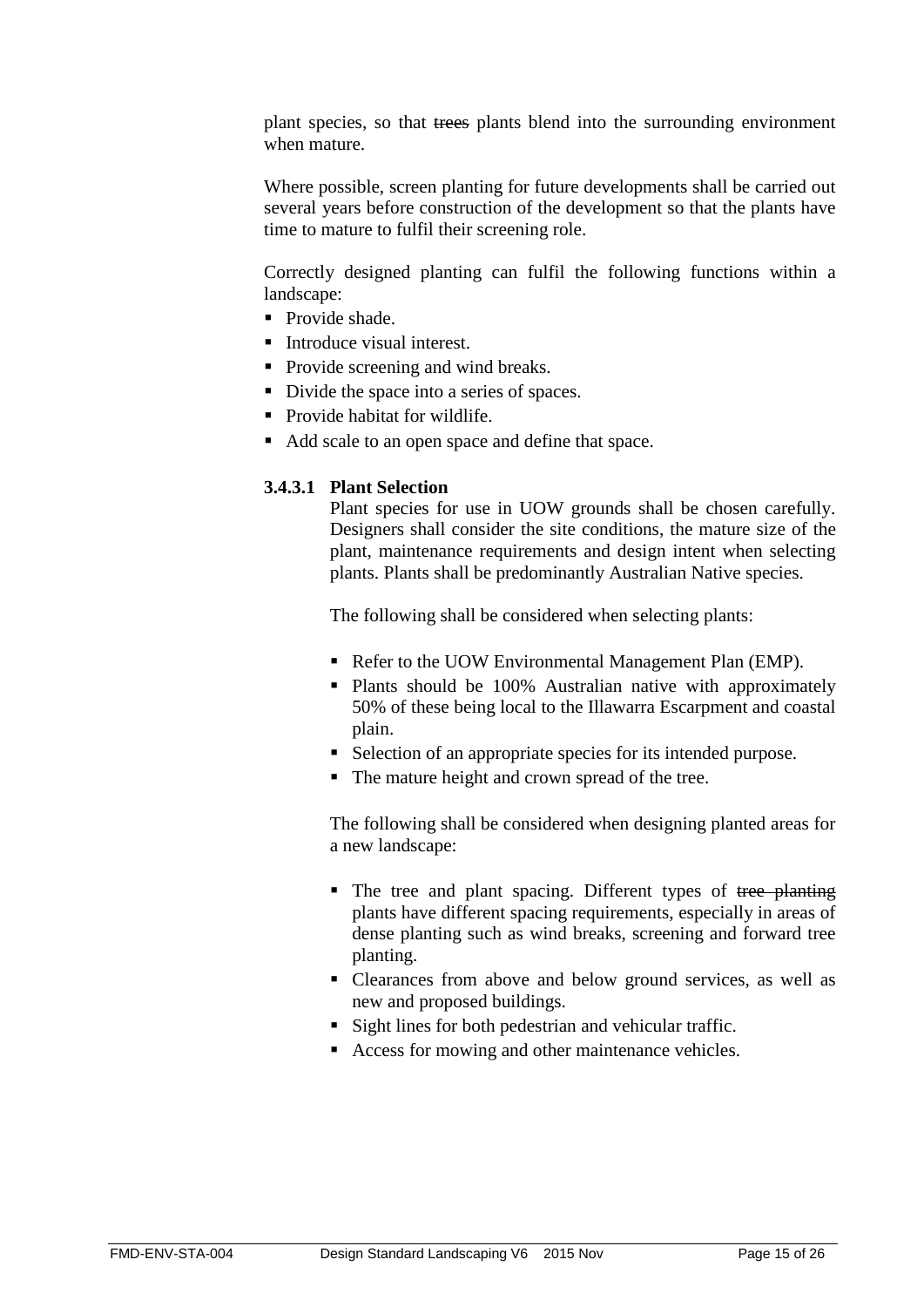plant species, so that ~~trees~~ plants blend into the surrounding environment when mature.

Where possible, screen planting for future developments shall be carried out several years before construction of the development so that the plants have time to mature to fulfil their screening role.

Correctly designed planting can fulfil the following functions within a landscape:

- Provide shade.
- Introduce visual interest.
- Provide screening and wind breaks.
- Divide the space into a series of spaces.
- Provide habitat for wildlife.
- Add scale to an open space and define that space.

#### 3.4.3.1 Plant Selection

Plant species for use in UOW grounds shall be chosen carefully. Designers shall consider the site conditions, the mature size of the plant, maintenance requirements and design intent when selecting plants. Plants shall be predominantly Australian Native species.

The following shall be considered when selecting plants:

- Refer to the UOW Environmental Management Plan (EMP).
- Plants should be 100% Australian native with approximately 50% of these being local to the Illawarra Escarpment and coastal plain.
- Selection of an appropriate species for its intended purpose.
- The mature height and crown spread of the tree.

The following shall be considered when designing planted areas for a new landscape:

- The tree and plant spacing. Different types of ~~tree planting~~ plants have different spacing requirements, especially in areas of dense planting such as wind breaks, screening and forward tree planting.
- Clearances from above and below ground services, as well as new and proposed buildings.
- Sight lines for both pedestrian and vehicular traffic.
- Access for mowing and other maintenance vehicles.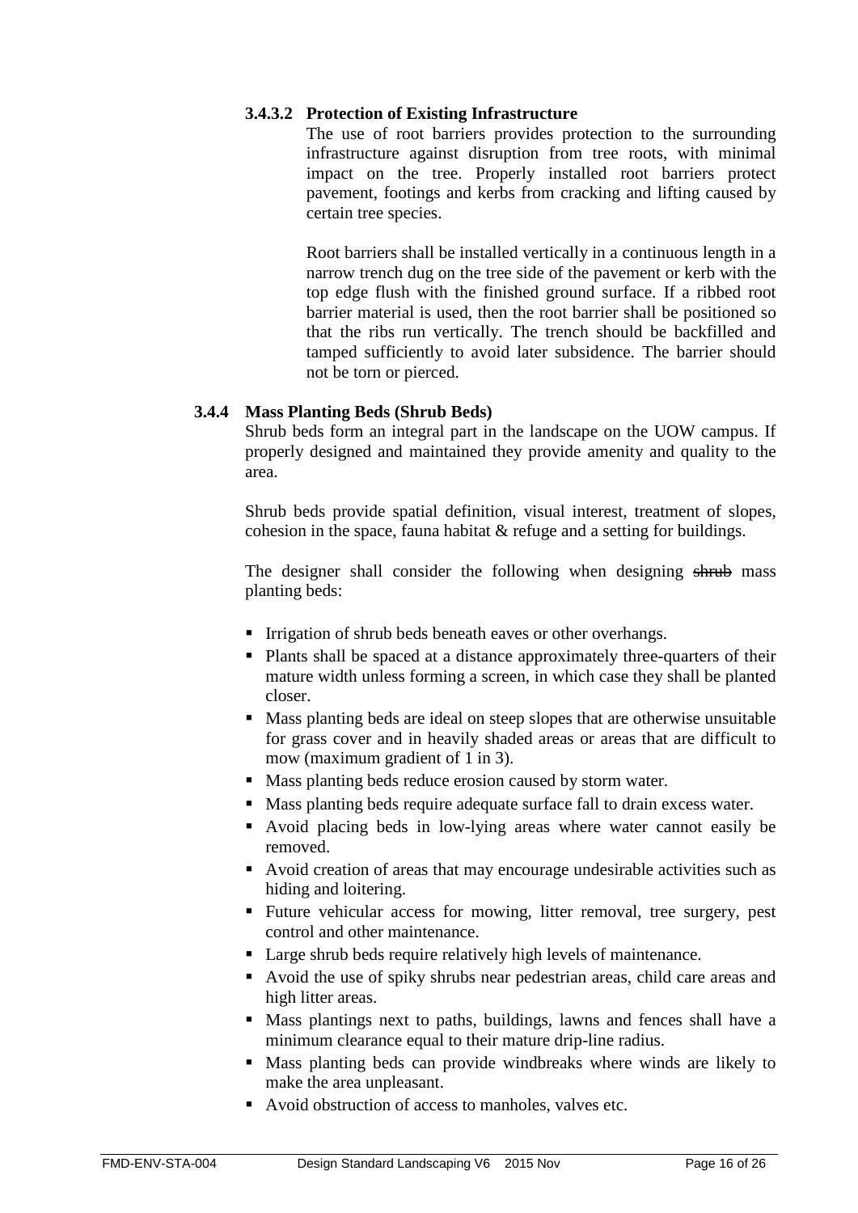#### 3.4.3.2 Protection of Existing Infrastructure

The use of root barriers provides protection to the surrounding infrastructure against disruption from tree roots, with minimal impact on the tree. Properly installed root barriers protect pavement, footings and kerbs from cracking and lifting caused by certain tree species.

Root barriers shall be installed vertically in a continuous length in a narrow trench dug on the tree side of the pavement or kerb with the top edge flush with the finished ground surface. If a ribbed root barrier material is used, then the root barrier shall be positioned so that the ribs run vertically. The trench should be backfilled and tamped sufficiently to avoid later subsidence. The barrier should not be torn or pierced.

### 3.4.4 Mass Planting Beds (Shrub Beds)

Shrub beds form an integral part in the landscape on the UOW campus. If properly designed and maintained they provide amenity and quality to the area.

Shrub beds provide spatial definition, visual interest, treatment of slopes, cohesion in the space, fauna habitat & refuge and a setting for buildings.

The designer shall consider the following when designing ~~shrub~~ mass planting beds:

- Irrigation of shrub beds beneath eaves or other overhangs.
- Plants shall be spaced at a distance approximately three-quarters of their mature width unless forming a screen, in which case they shall be planted closer.
- Mass planting beds are ideal on steep slopes that are otherwise unsuitable for grass cover and in heavily shaded areas or areas that are difficult to mow (maximum gradient of 1 in 3).
- Mass planting beds reduce erosion caused by storm water.
- Mass planting beds require adequate surface fall to drain excess water.
- Avoid placing beds in low-lying areas where water cannot easily be removed.
- Avoid creation of areas that may encourage undesirable activities such as hiding and loitering.
- Future vehicular access for mowing, litter removal, tree surgery, pest control and other maintenance.
- Large shrub beds require relatively high levels of maintenance.
- Avoid the use of spiky shrubs near pedestrian areas, child care areas and high litter areas.
- Mass plantings next to paths, buildings, lawns and fences shall have a minimum clearance equal to their mature drip-line radius.
- Mass planting beds can provide windbreaks where winds are likely to make the area unpleasant.
- Avoid obstruction of access to manholes, valves etc.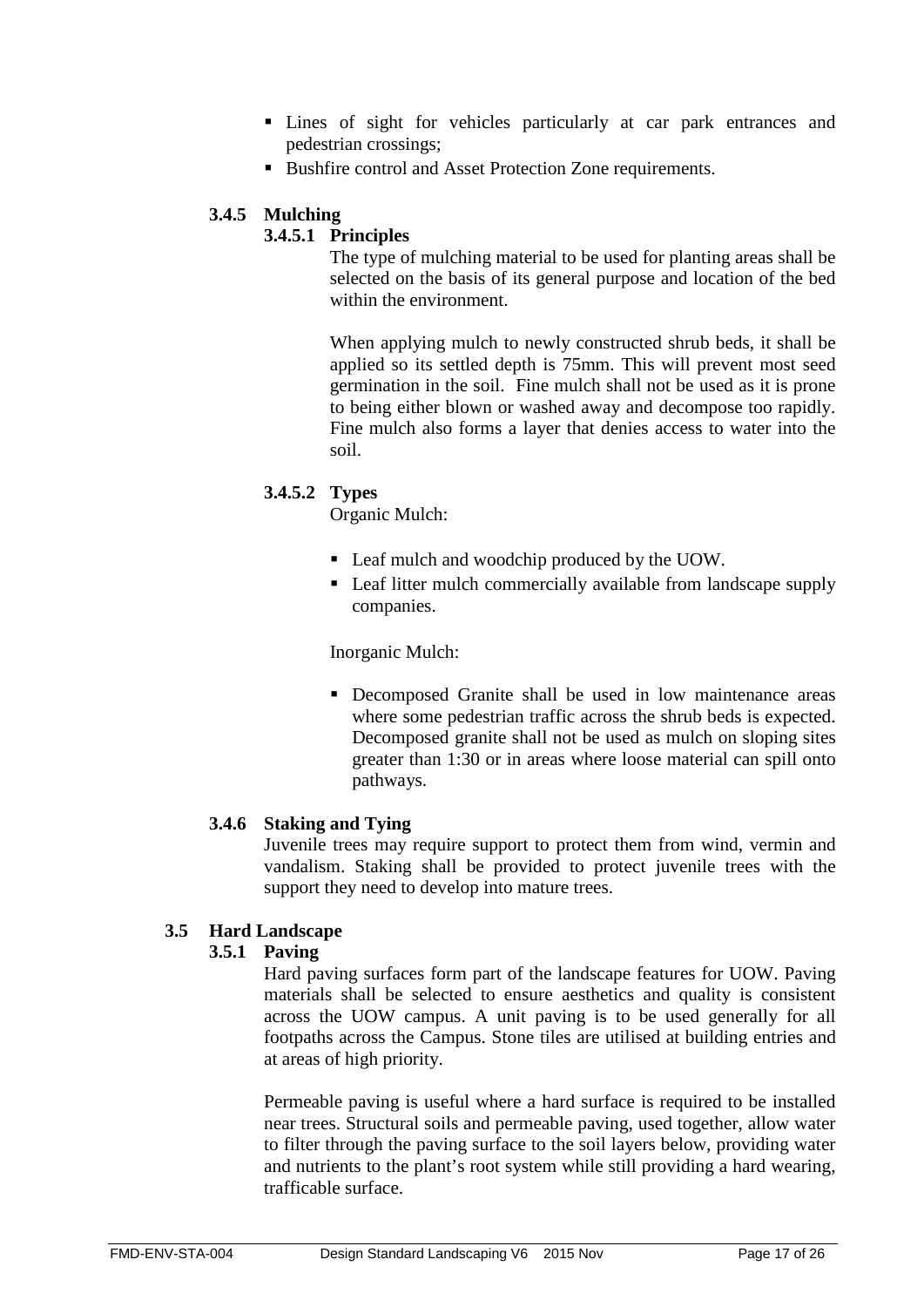- Lines of sight for vehicles particularly at car park entrances and pedestrian crossings;
- Bushfire control and Asset Protection Zone requirements.

### 3.4.5 Mulching

#### 3.4.5.1 Principles

The type of mulching material to be used for planting areas shall be selected on the basis of its general purpose and location of the bed within the environment.

When applying mulch to newly constructed shrub beds, it shall be applied so its settled depth is 75mm. This will prevent most seed germination in the soil. Fine mulch shall not be used as it is prone to being either blown or washed away and decompose too rapidly. Fine mulch also forms a layer that denies access to water into the soil.

#### 3.4.5.2 Types

Organic Mulch:

- Leaf mulch and woodchip produced by the UOW.
- Leaf litter mulch commercially available from landscape supply companies.

Inorganic Mulch:

- Decomposed Granite shall be used in low maintenance areas where some pedestrian traffic across the shrub beds is expected. Decomposed granite shall not be used as mulch on sloping sites greater than 1:30 or in areas where loose material can spill onto pathways.

### 3.4.6 Staking and Tying

Juvenile trees may require support to protect them from wind, vermin and vandalism. Staking shall be provided to protect juvenile trees with the support they need to develop into mature trees.

## 3.5 Hard Landscape

### 3.5.1 Paving

Hard paving surfaces form part of the landscape features for UOW. Paving materials shall be selected to ensure aesthetics and quality is consistent across the UOW campus. A unit paving is to be used generally for all footpaths across the Campus. Stone tiles are utilised at building entries and at areas of high priority.

Permeable paving is useful where a hard surface is required to be installed near trees. Structural soils and permeable paving, used together, allow water to filter through the paving surface to the soil layers below, providing water and nutrients to the plant's root system while still providing a hard wearing, trafficable surface.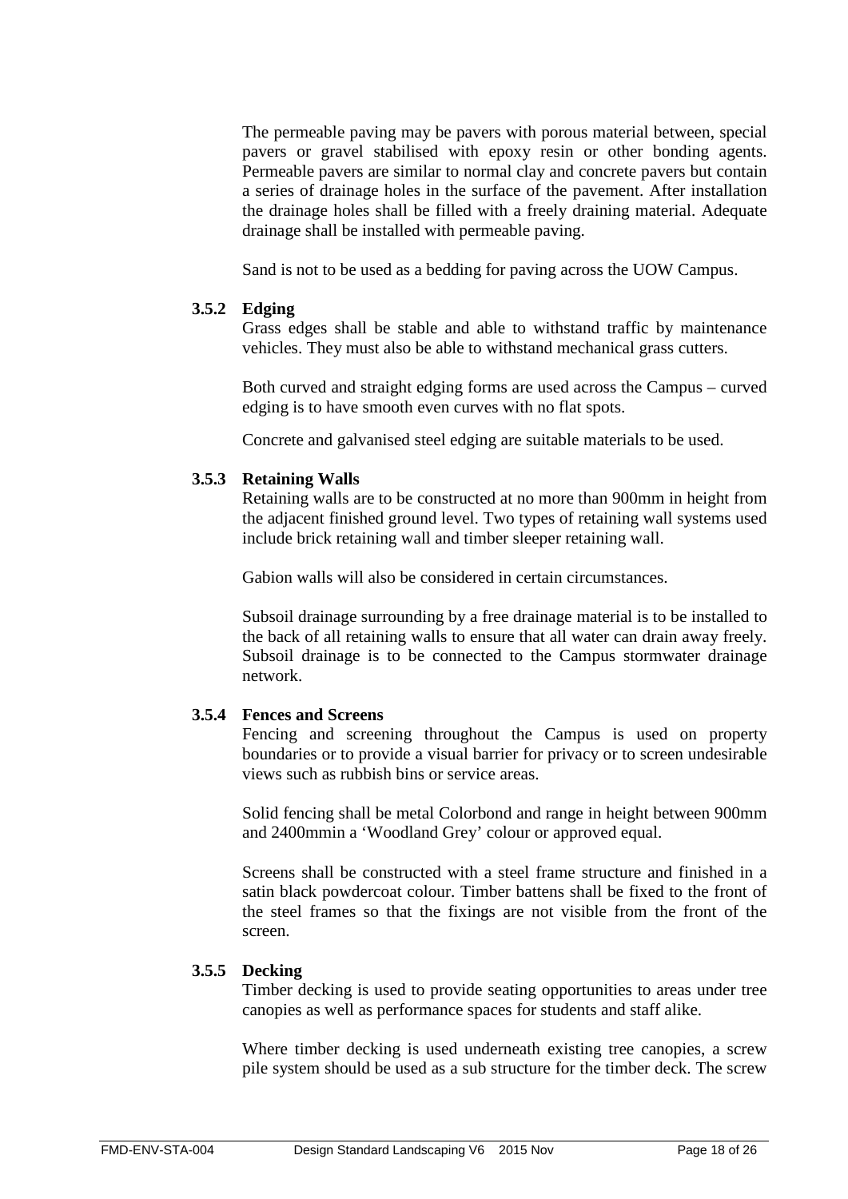The permeable paving may be pavers with porous material between, special pavers or gravel stabilised with epoxy resin or other bonding agents. Permeable pavers are similar to normal clay and concrete pavers but contain a series of drainage holes in the surface of the pavement. After installation the drainage holes shall be filled with a freely draining material. Adequate drainage shall be installed with permeable paving.

Sand is not to be used as a bedding for paving across the UOW Campus.

### 3.5.2 Edging

Grass edges shall be stable and able to withstand traffic by maintenance vehicles. They must also be able to withstand mechanical grass cutters.

Both curved and straight edging forms are used across the Campus – curved edging is to have smooth even curves with no flat spots.

Concrete and galvanised steel edging are suitable materials to be used.

### 3.5.3 Retaining Walls

Retaining walls are to be constructed at no more than 900mm in height from the adjacent finished ground level. Two types of retaining wall systems used include brick retaining wall and timber sleeper retaining wall.

Gabion walls will also be considered in certain circumstances.

Subsoil drainage surrounding by a free drainage material is to be installed to the back of all retaining walls to ensure that all water can drain away freely. Subsoil drainage is to be connected to the Campus stormwater drainage network.

### 3.5.4 Fences and Screens

Fencing and screening throughout the Campus is used on property boundaries or to provide a visual barrier for privacy or to screen undesirable views such as rubbish bins or service areas.

Solid fencing shall be metal Colorbond and range in height between 900mm and 2400mmin a 'Woodland Grey' colour or approved equal.

Screens shall be constructed with a steel frame structure and finished in a satin black powdercoat colour. Timber battens shall be fixed to the front of the steel frames so that the fixings are not visible from the front of the screen.

### 3.5.5 Decking

Timber decking is used to provide seating opportunities to areas under tree canopies as well as performance spaces for students and staff alike.

Where timber decking is used underneath existing tree canopies, a screw pile system should be used as a sub structure for the timber deck. The screw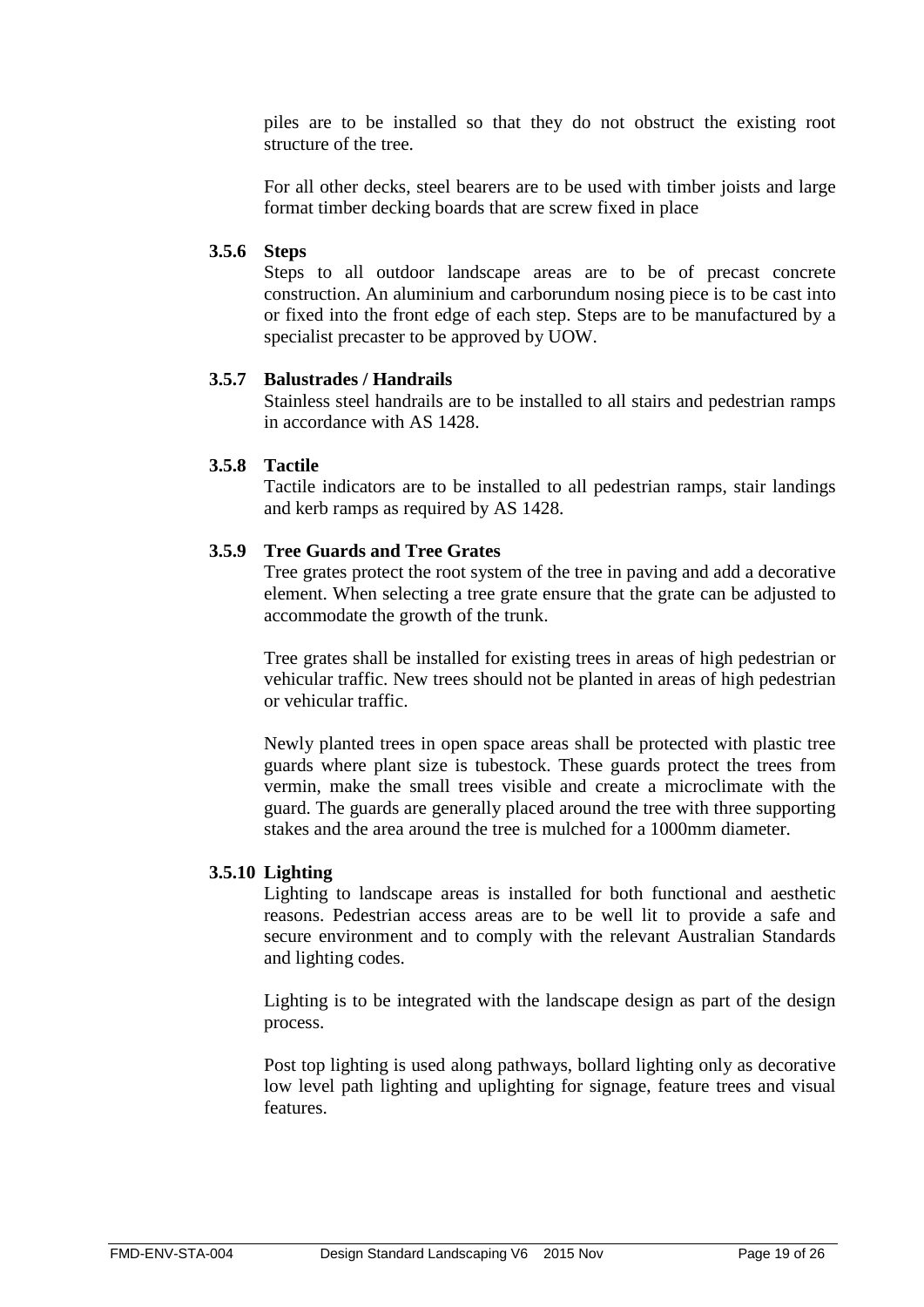piles are to be installed so that they do not obstruct the existing root structure of the tree.

For all other decks, steel bearers are to be used with timber joists and large format timber decking boards that are screw fixed in place

### 3.5.6 Steps

Steps to all outdoor landscape areas are to be of precast concrete construction. An aluminium and carborundum nosing piece is to be cast into or fixed into the front edge of each step. Steps are to be manufactured by a specialist precaster to be approved by UOW.

### 3.5.7 Balustrades / Handrails

Stainless steel handrails are to be installed to all stairs and pedestrian ramps in accordance with AS 1428.

### 3.5.8 Tactile

Tactile indicators are to be installed to all pedestrian ramps, stair landings and kerb ramps as required by AS 1428.

### 3.5.9 Tree Guards and Tree Grates

Tree grates protect the root system of the tree in paving and add a decorative element. When selecting a tree grate ensure that the grate can be adjusted to accommodate the growth of the trunk.

Tree grates shall be installed for existing trees in areas of high pedestrian or vehicular traffic. New trees should not be planted in areas of high pedestrian or vehicular traffic.

Newly planted trees in open space areas shall be protected with plastic tree guards where plant size is tubestock. These guards protect the trees from vermin, make the small trees visible and create a microclimate with the guard. The guards are generally placed around the tree with three supporting stakes and the area around the tree is mulched for a 1000mm diameter.

### 3.5.10 Lighting

Lighting to landscape areas is installed for both functional and aesthetic reasons. Pedestrian access areas are to be well lit to provide a safe and secure environment and to comply with the relevant Australian Standards and lighting codes.

Lighting is to be integrated with the landscape design as part of the design process.

Post top lighting is used along pathways, bollard lighting only as decorative low level path lighting and uplighting for signage, feature trees and visual features.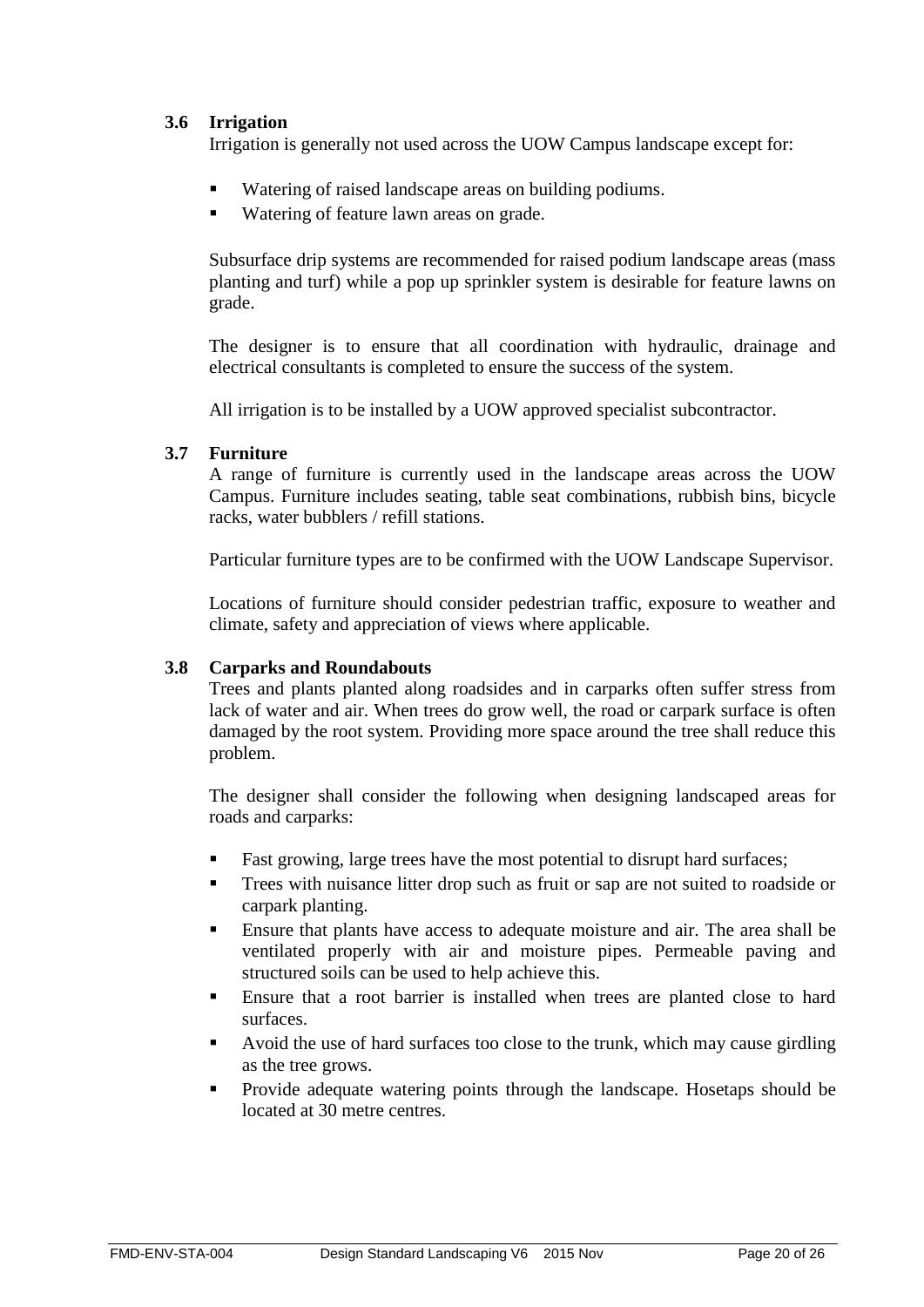### 3.6 Irrigation

Irrigation is generally not used across the UOW Campus landscape except for:

- Watering of raised landscape areas on building podiums.
- Watering of feature lawn areas on grade.

Subsurface drip systems are recommended for raised podium landscape areas (mass planting and turf) while a pop up sprinkler system is desirable for feature lawns on grade.

The designer is to ensure that all coordination with hydraulic, drainage and electrical consultants is completed to ensure the success of the system.

All irrigation is to be installed by a UOW approved specialist subcontractor.

### 3.7 Furniture

A range of furniture is currently used in the landscape areas across the UOW Campus. Furniture includes seating, table seat combinations, rubbish bins, bicycle racks, water bubblers / refill stations.

Particular furniture types are to be confirmed with the UOW Landscape Supervisor.

Locations of furniture should consider pedestrian traffic, exposure to weather and climate, safety and appreciation of views where applicable.

### 3.8 Carparks and Roundabouts

Trees and plants planted along roadsides and in carparks often suffer stress from lack of water and air. When trees do grow well, the road or carpark surface is often damaged by the root system. Providing more space around the tree shall reduce this problem.

The designer shall consider the following when designing landscaped areas for roads and carparks:

- Fast growing, large trees have the most potential to disrupt hard surfaces;
- Trees with nuisance litter drop such as fruit or sap are not suited to roadside or carpark planting.
- Ensure that plants have access to adequate moisture and air. The area shall be ventilated properly with air and moisture pipes. Permeable paving and structured soils can be used to help achieve this.
- Ensure that a root barrier is installed when trees are planted close to hard surfaces.
- Avoid the use of hard surfaces too close to the trunk, which may cause girdling as the tree grows.
- Provide adequate watering points through the landscape. Hosetaps should be located at 30 metre centres.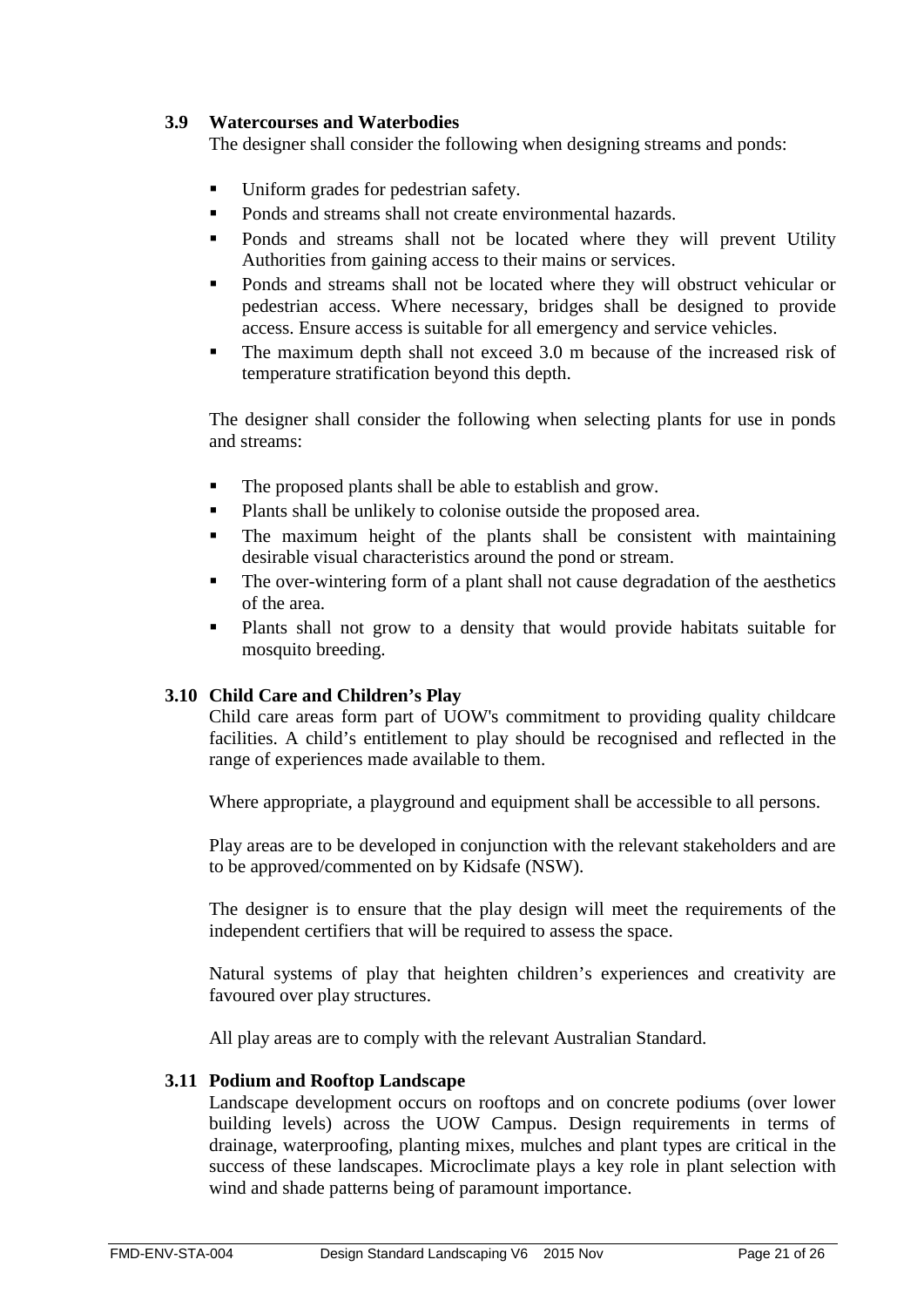### 3.9 Watercourses and Waterbodies

The designer shall consider the following when designing streams and ponds:

- Uniform grades for pedestrian safety.
- Ponds and streams shall not create environmental hazards.
- Ponds and streams shall not be located where they will prevent Utility Authorities from gaining access to their mains or services.
- Ponds and streams shall not be located where they will obstruct vehicular or pedestrian access. Where necessary, bridges shall be designed to provide access. Ensure access is suitable for all emergency and service vehicles.
- The maximum depth shall not exceed 3.0 m because of the increased risk of temperature stratification beyond this depth.

The designer shall consider the following when selecting plants for use in ponds and streams:

- The proposed plants shall be able to establish and grow.
- Plants shall be unlikely to colonise outside the proposed area.
- The maximum height of the plants shall be consistent with maintaining desirable visual characteristics around the pond or stream.
- The over-wintering form of a plant shall not cause degradation of the aesthetics of the area.
- Plants shall not grow to a density that would provide habitats suitable for mosquito breeding.

### 3.10 Child Care and Children's Play

Child care areas form part of UOW's commitment to providing quality childcare facilities. A child's entitlement to play should be recognised and reflected in the range of experiences made available to them.

Where appropriate, a playground and equipment shall be accessible to all persons.

Play areas are to be developed in conjunction with the relevant stakeholders and are to be approved/commented on by Kidsafe (NSW).

The designer is to ensure that the play design will meet the requirements of the independent certifiers that will be required to assess the space.

Natural systems of play that heighten children's experiences and creativity are favoured over play structures.

All play areas are to comply with the relevant Australian Standard.

### 3.11 Podium and Rooftop Landscape

Landscape development occurs on rooftops and on concrete podiums (over lower building levels) across the UOW Campus. Design requirements in terms of drainage, waterproofing, planting mixes, mulches and plant types are critical in the success of these landscapes. Microclimate plays a key role in plant selection with wind and shade patterns being of paramount importance.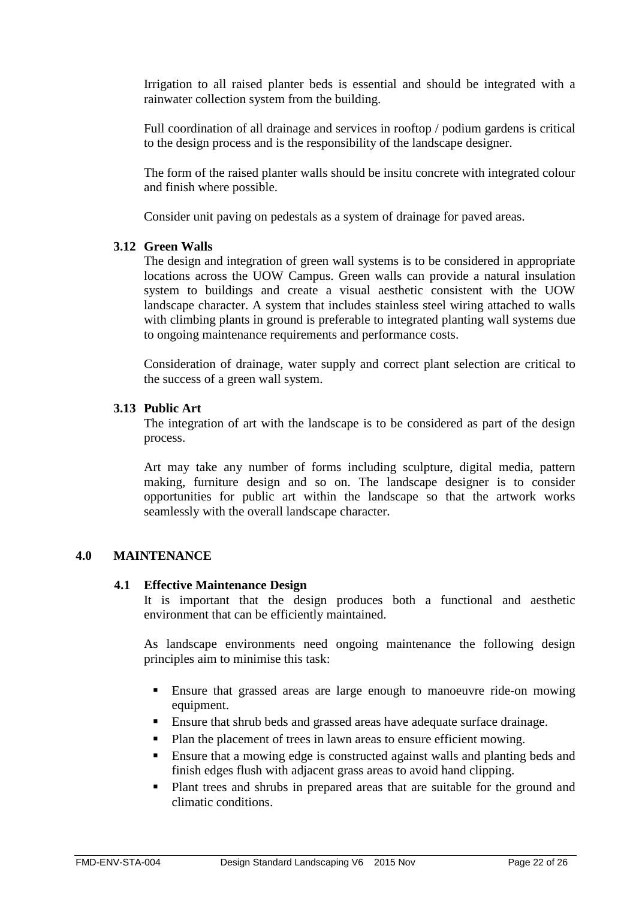Irrigation to all raised planter beds is essential and should be integrated with a rainwater collection system from the building.

Full coordination of all drainage and services in rooftop / podium gardens is critical to the design process and is the responsibility of the landscape designer.

The form of the raised planter walls should be insitu concrete with integrated colour and finish where possible.

Consider unit paving on pedestals as a system of drainage for paved areas.

### 3.12 Green Walls

The design and integration of green wall systems is to be considered in appropriate locations across the UOW Campus. Green walls can provide a natural insulation system to buildings and create a visual aesthetic consistent with the UOW landscape character. A system that includes stainless steel wiring attached to walls with climbing plants in ground is preferable to integrated planting wall systems due to ongoing maintenance requirements and performance costs.

Consideration of drainage, water supply and correct plant selection are critical to the success of a green wall system.

### 3.13 Public Art

The integration of art with the landscape is to be considered as part of the design process.

Art may take any number of forms including sculpture, digital media, pattern making, furniture design and so on. The landscape designer is to consider opportunities for public art within the landscape so that the artwork works seamlessly with the overall landscape character.

## 4.0 MAINTENANCE

### 4.1 Effective Maintenance Design

It is important that the design produces both a functional and aesthetic environment that can be efficiently maintained.

As landscape environments need ongoing maintenance the following design principles aim to minimise this task:

- Ensure that grassed areas are large enough to manoeuvre ride-on mowing equipment.
- Ensure that shrub beds and grassed areas have adequate surface drainage.
- Plan the placement of trees in lawn areas to ensure efficient mowing.
- Ensure that a mowing edge is constructed against walls and planting beds and finish edges flush with adjacent grass areas to avoid hand clipping.
- Plant trees and shrubs in prepared areas that are suitable for the ground and climatic conditions.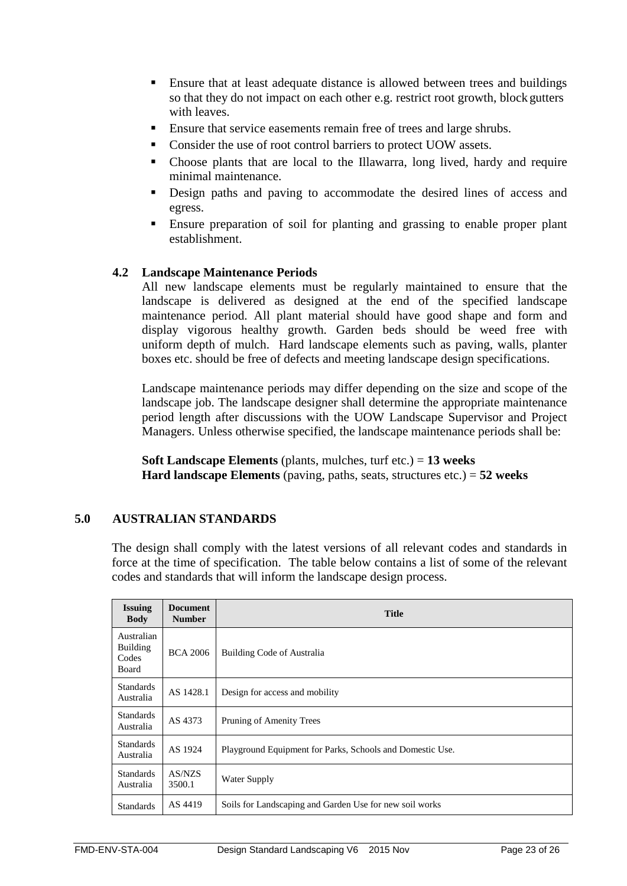- Ensure that at least adequate distance is allowed between trees and buildings so that they do not impact on each other e.g. restrict root growth, block gutters with leaves.
- Ensure that service easements remain free of trees and large shrubs.
- Consider the use of root control barriers to protect UOW assets.
- Choose plants that are local to the Illawarra, long lived, hardy and require minimal maintenance.
- Design paths and paving to accommodate the desired lines of access and egress.
- Ensure preparation of soil for planting and grassing to enable proper plant establishment.

### 4.2 Landscape Maintenance Periods

All new landscape elements must be regularly maintained to ensure that the landscape is delivered as designed at the end of the specified landscape maintenance period. All plant material should have good shape and form and display vigorous healthy growth. Garden beds should be weed free with uniform depth of mulch. Hard landscape elements such as paving, walls, planter boxes etc. should be free of defects and meeting landscape design specifications.

Landscape maintenance periods may differ depending on the size and scope of the landscape job. The landscape designer shall determine the appropriate maintenance period length after discussions with the UOW Landscape Supervisor and Project Managers. Unless otherwise specified, the landscape maintenance periods shall be:

**Soft Landscape Elements** (plants, mulches, turf etc.) = **13 weeks**
**Hard landscape Elements** (paving, paths, seats, structures etc.) = **52 weeks**

## 5.0 AUSTRALIAN STANDARDS

The design shall comply with the latest versions of all relevant codes and standards in force at the time of specification. The table below contains a list of some of the relevant codes and standards that will inform the landscape design process.

| Issuing Body | Document Number | Title |
|---|---|---|
| Australian Building Codes Board | BCA 2006 | Building Code of Australia |
| Standards Australia | AS 1428.1 | Design for access and mobility |
| Standards Australia | AS 4373 | Pruning of Amenity Trees |
| Standards Australia | AS 1924 | Playground Equipment for Parks, Schools and Domestic Use. |
| Standards Australia | AS/NZS 3500.1 | Water Supply |
| Standards | AS 4419 | Soils for Landscaping and Garden Use for new soil works |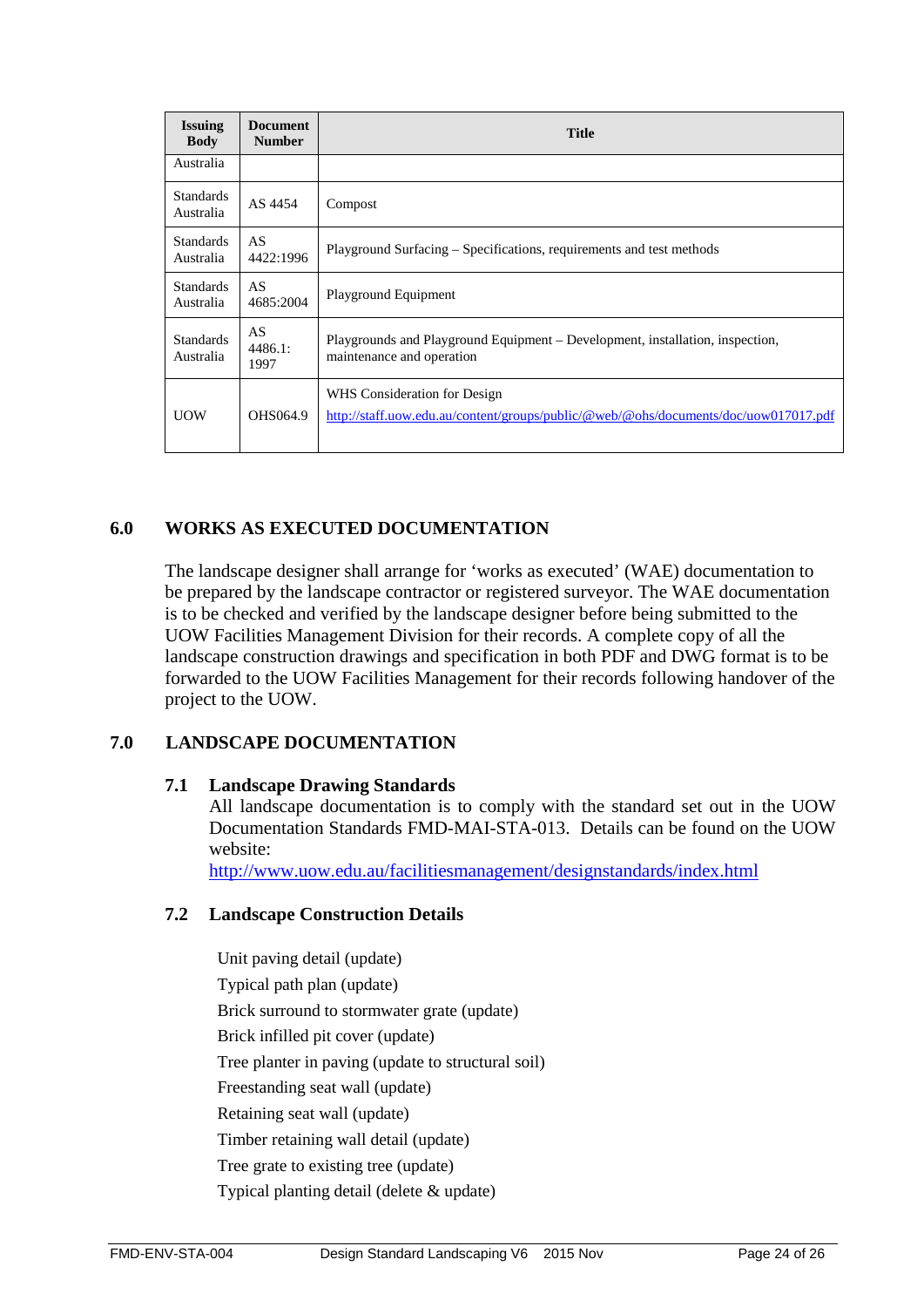| Issuing Body | Document Number | Title |
|---|---|---|
| Australia | | |
| Standards Australia | AS 4454 | Compost |
| Standards Australia | AS 4422:1996 | Playground Surfacing – Specifications, requirements and test methods |
| Standards Australia | AS 4685:2004 | Playground Equipment |
| Standards Australia | AS 4486.1: 1997 | Playgrounds and Playground Equipment – Development, installation, inspection, maintenance and operation |
| UOW | OHS064.9 | WHS Consideration for Design http://staff.uow.edu.au/content/groups/public/@web/@ohs/documents/doc/uow017017.pdf |

## 6.0 WORKS AS EXECUTED DOCUMENTATION

The landscape designer shall arrange for 'works as executed' (WAE) documentation to be prepared by the landscape contractor or registered surveyor. The WAE documentation is to be checked and verified by the landscape designer before being submitted to the UOW Facilities Management Division for their records. A complete copy of all the landscape construction drawings and specification in both PDF and DWG format is to be forwarded to the UOW Facilities Management for their records following handover of the project to the UOW.

## 7.0 LANDSCAPE DOCUMENTATION

### 7.1 Landscape Drawing Standards

All landscape documentation is to comply with the standard set out in the UOW Documentation Standards FMD-MAI-STA-013. Details can be found on the UOW website:
http://www.uow.edu.au/facilitiesmanagement/designstandards/index.html

### 7.2 Landscape Construction Details

Unit paving detail (update)
Typical path plan (update)
Brick surround to stormwater grate (update)
Brick infilled pit cover (update)
Tree planter in paving (update to structural soil)
Freestanding seat wall (update)
Retaining seat wall (update)
Timber retaining wall detail (update)
Tree grate to existing tree (update)
Typical planting detail (delete & update)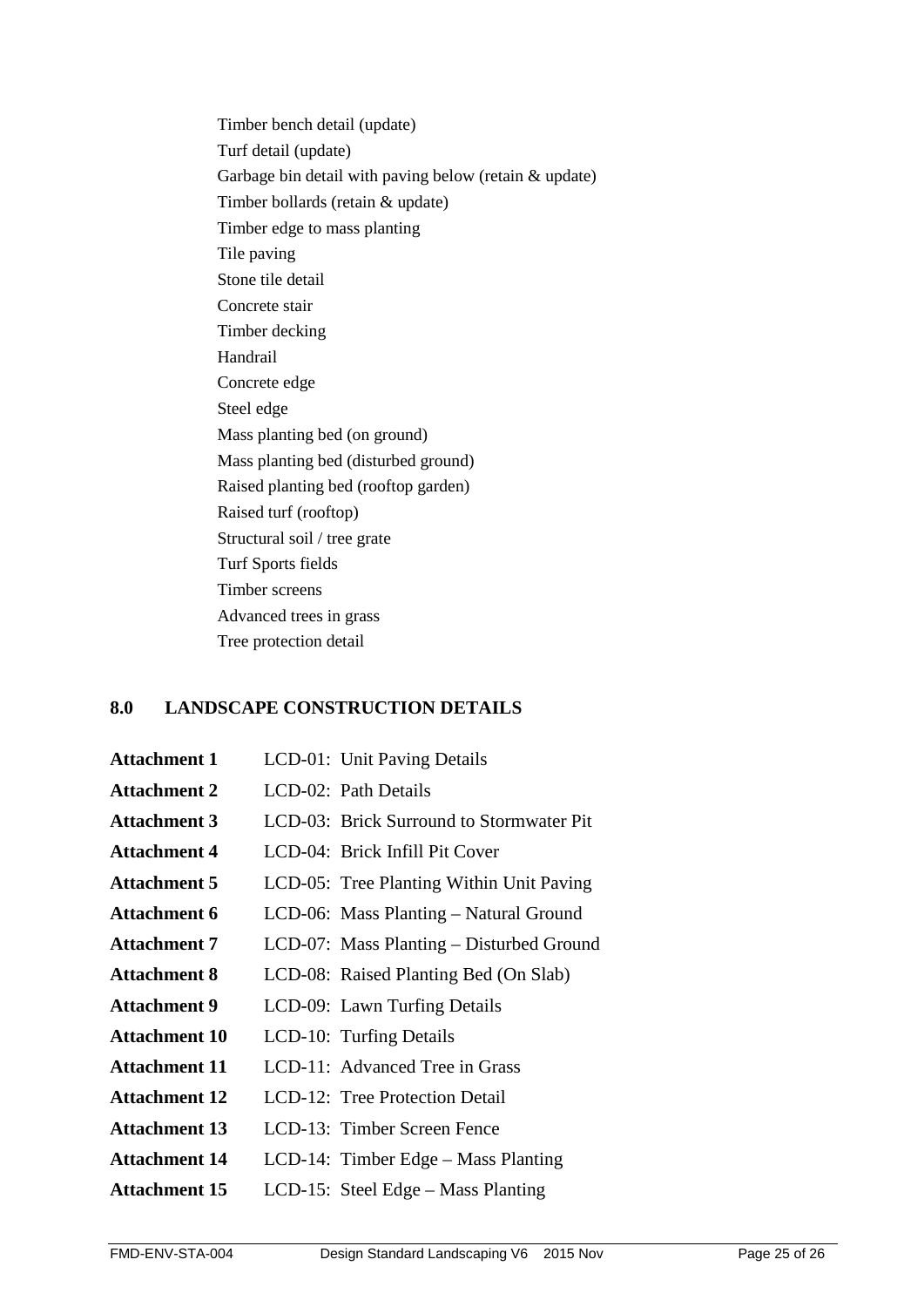Timber bench detail (update)
Turf detail (update)
Garbage bin detail with paving below (retain & update)
Timber bollards (retain & update)
Timber edge to mass planting
Tile paving
Stone tile detail
Concrete stair
Timber decking
Handrail
Concrete edge
Steel edge
Mass planting bed (on ground)
Mass planting bed (disturbed ground)
Raised planting bed (rooftop garden)
Raised turf (rooftop)
Structural soil / tree grate
Turf Sports fields
Timber screens
Advanced trees in grass
Tree protection detail

## 8.0 LANDSCAPE CONSTRUCTION DETAILS

**Attachment 1** LCD-01: Unit Paving Details
**Attachment 2** LCD-02: Path Details
**Attachment 3** LCD-03: Brick Surround to Stormwater Pit
**Attachment 4** LCD-04: Brick Infill Pit Cover
**Attachment 5** LCD-05: Tree Planting Within Unit Paving
**Attachment 6** LCD-06: Mass Planting – Natural Ground
**Attachment 7** LCD-07: Mass Planting – Disturbed Ground
**Attachment 8** LCD-08: Raised Planting Bed (On Slab)
**Attachment 9** LCD-09: Lawn Turfing Details
**Attachment 10** LCD-10: Turfing Details
**Attachment 11** LCD-11: Advanced Tree in Grass
**Attachment 12** LCD-12: Tree Protection Detail
**Attachment 13** LCD-13: Timber Screen Fence
**Attachment 14** LCD-14: Timber Edge – Mass Planting
**Attachment 15** LCD-15: Steel Edge – Mass Planting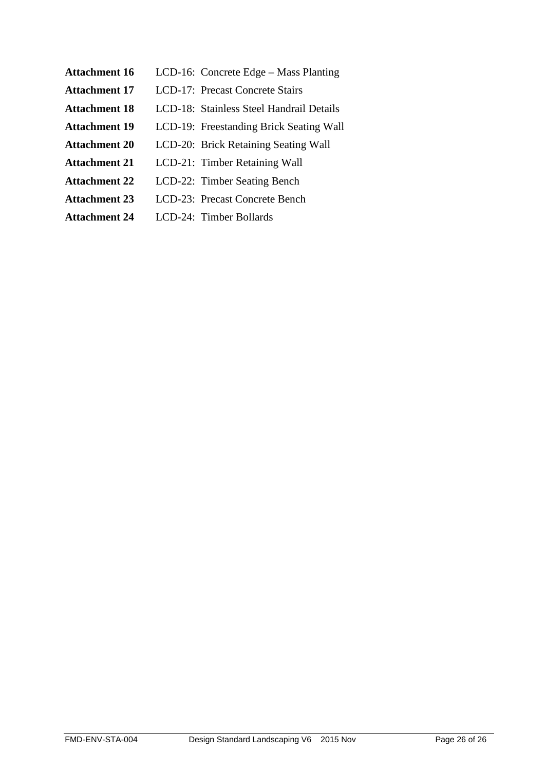**Attachment 16** LCD-16: Concrete Edge – Mass Planting

**Attachment 17** LCD-17: Precast Concrete Stairs

**Attachment 18** LCD-18: Stainless Steel Handrail Details

**Attachment 19** LCD-19: Freestanding Brick Seating Wall

**Attachment 20** LCD-20: Brick Retaining Seating Wall

**Attachment 21** LCD-21: Timber Retaining Wall

**Attachment 22** LCD-22: Timber Seating Bench

**Attachment 23** LCD-23: Precast Concrete Bench

**Attachment 24** LCD-24: Timber Bollards